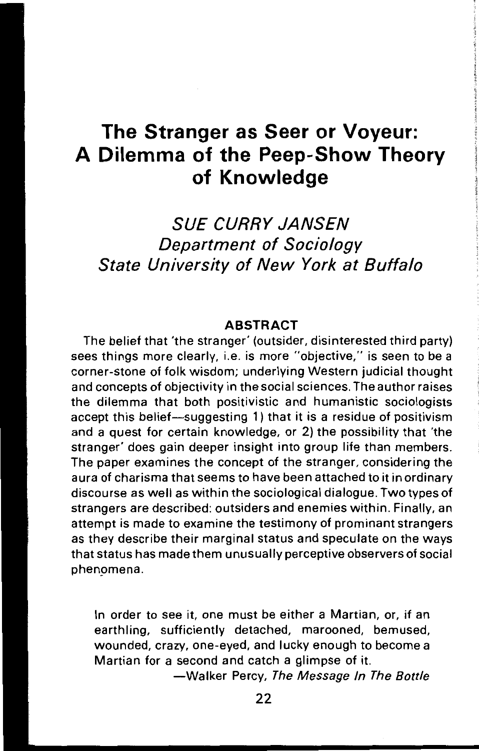# The Stranger as Seer or Voyeur: A Dilemma of the Peep-Show Theory of Knowledge

*SUE CURRY JANSEN*
*Department of Sociology*
*State University of New York at Buffalo*

### ABSTRACT

The belief that 'the stranger' (outsider, disinterested third party) sees things more clearly, i.e. is more "objective," is seen to be a corner-stone of folk wisdom; underlying Western judicial thought and concepts of objectivity in the social sciences. The author raises the dilemma that both positivistic and humanistic sociologists accept this belief—suggesting 1) that it is a residue of positivism and a quest for certain knowledge, or 2) the possibility that 'the stranger' does gain deeper insight into group life than members. The paper examines the concept of the stranger, considering the aura of charisma that seems to have been attached to it in ordinary discourse as well as within the sociological dialogue. Two types of strangers are described: outsiders and enemies within. Finally, an attempt is made to examine the testimony of prominant strangers as they describe their marginal status and speculate on the ways that status has made them unusually perceptive observers of social phenomena.

> In order to see it, one must be either a Martian, or, if an earthling, sufficiently detached, marooned, bemused, wounded, crazy, one-eyed, and lucky enough to become a Martian for a second and catch a glimpse of it.
>
> —Walker Percy, *The Message In The Bottle*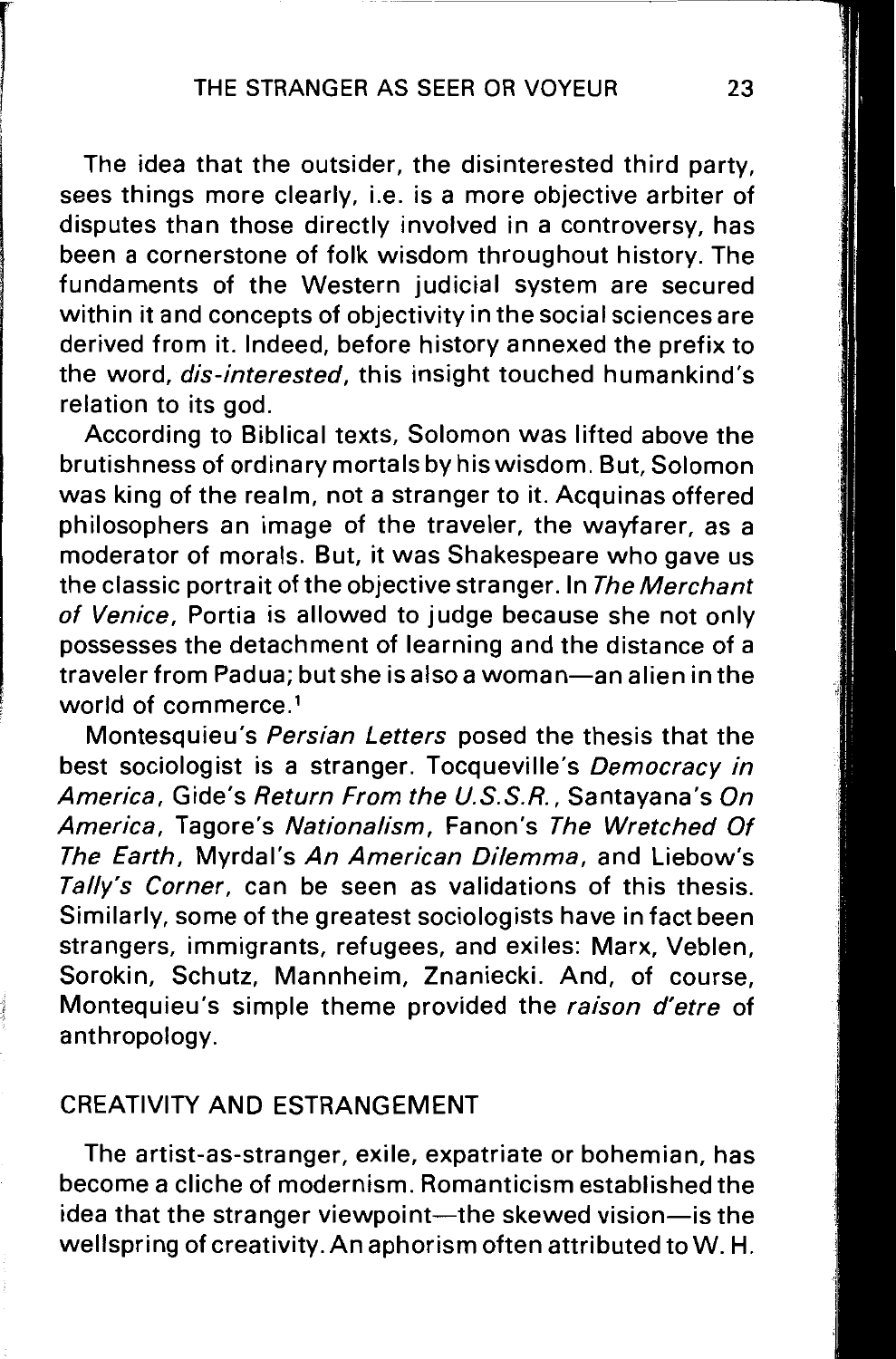The idea that the outsider, the disinterested third party, sees things more clearly, i.e. is a more objective arbiter of disputes than those directly involved in a controversy, has been a cornerstone of folk wisdom throughout history. The fundaments of the Western judicial system are secured within it and concepts of objectivity in the social sciences are derived from it. Indeed, before history annexed the prefix to the word, *dis-interested*, this insight touched humankind's relation to its god.

According to Biblical texts, Solomon was lifted above the brutishness of ordinary mortals by his wisdom. But, Solomon was king of the realm, not a stranger to it. Acquinas offered philosophers an image of the traveler, the wayfarer, as a moderator of morals. But, it was Shakespeare who gave us the classic portrait of the objective stranger. In *The Merchant of Venice*, Portia is allowed to judge because she not only possesses the detachment of learning and the distance of a traveler from Padua; but she is also a woman—an alien in the world of commerce.[1]

Montesquieu's *Persian Letters* posed the thesis that the best sociologist is a stranger. Tocqueville's *Democracy in America*, Gide's *Return From the U.S.S.R.*, Santayana's *On America*, Tagore's *Nationalism*, Fanon's *The Wretched Of The Earth*, Myrdal's *An American Dilemma*, and Liebow's *Tally's Corner*, can be seen as validations of this thesis. Similarly, some of the greatest sociologists have in fact been strangers, immigrants, refugees, and exiles: Marx, Veblen, Sorokin, Schutz, Mannheim, Znaniecki. And, of course, Montequieu's simple theme provided the *raison d'etre* of anthropology.

## CREATIVITY AND ESTRANGEMENT

The artist-as-stranger, exile, expatriate or bohemian, has become a cliche of modernism. Romanticism established the idea that the stranger viewpoint—the skewed vision—is the wellspring of creativity. An aphorism often attributed to W. H.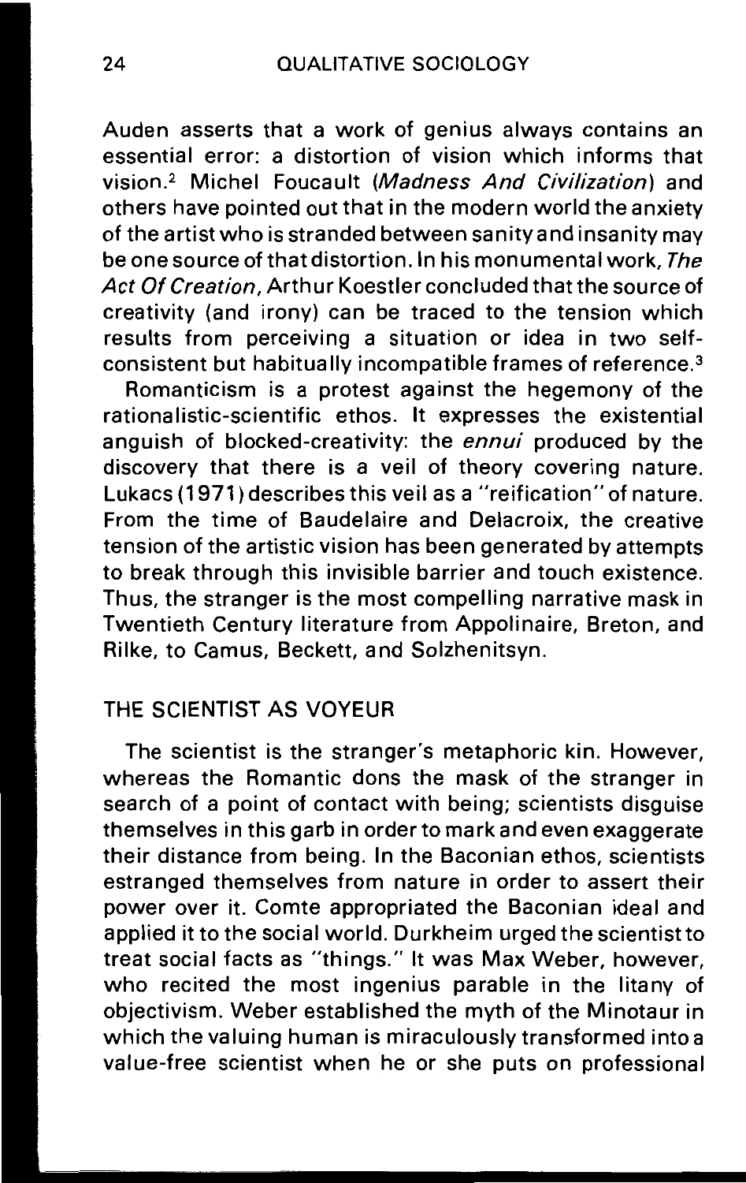Auden asserts that a work of genius always contains an essential error: a distortion of vision which informs that vision.[2] Michel Foucault (*Madness And Civilization*) and others have pointed out that in the modern world the anxiety of the artist who is stranded between sanity and insanity may be one source of that distortion. In his monumental work, *The Act Of Creation*, Arthur Koestler concluded that the source of creativity (and irony) can be traced to the tension which results from perceiving a situation or idea in two self-consistent but habitually incompatible frames of reference.[3]

Romanticism is a protest against the hegemony of the rationalistic-scientific ethos. It expresses the existential anguish of blocked-creativity: the *ennui* produced by the discovery that there is a veil of theory covering nature. Lukacs (1971) describes this veil as a "reification" of nature. From the time of Baudelaire and Delacroix, the creative tension of the artistic vision has been generated by attempts to break through this invisible barrier and touch existence. Thus, the stranger is the most compelling narrative mask in Twentieth Century literature from Appolinaire, Breton, and Rilke, to Camus, Beckett, and Solzhenitsyn.

## THE SCIENTIST AS VOYEUR

The scientist is the stranger's metaphoric kin. However, whereas the Romantic dons the mask of the stranger in search of a point of contact with being; scientists disguise themselves in this garb in order to mark and even exaggerate their distance from being. In the Baconian ethos, scientists estranged themselves from nature in order to assert their power over it. Comte appropriated the Baconian ideal and applied it to the social world. Durkheim urged the scientist to treat social facts as "things." It was Max Weber, however, who recited the most ingenius parable in the litany of objectivism. Weber established the myth of the Minotaur in which the valuing human is miraculously transformed into a value-free scientist when he or she puts on professional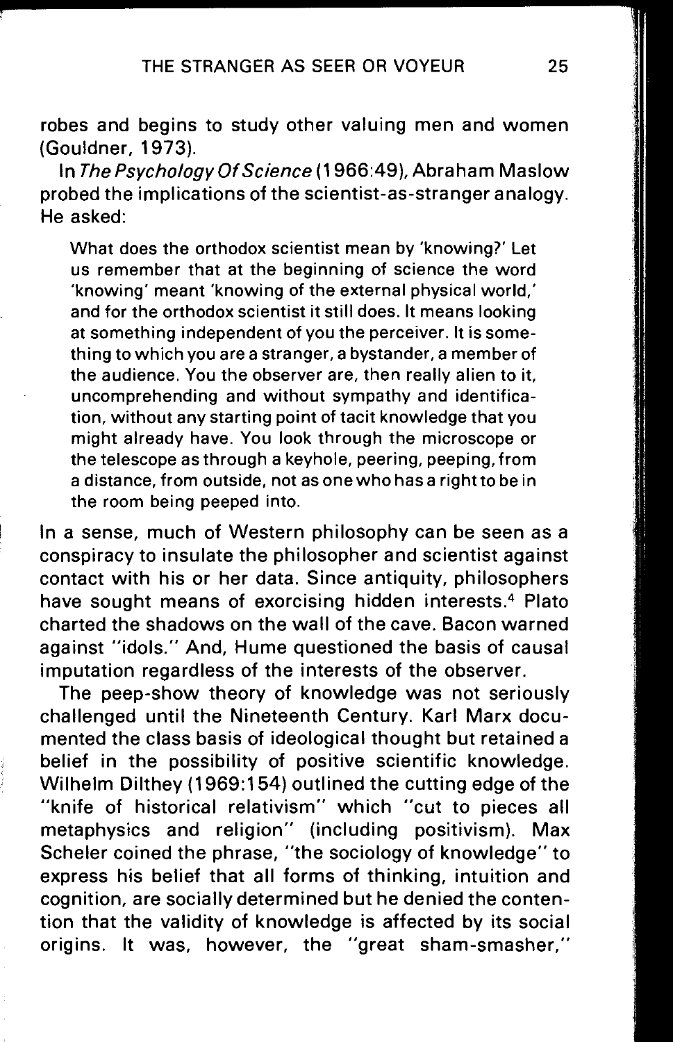robes and begins to study other valuing men and women (Gouldner, 1973).

In *The Psychology Of Science* (1966:49), Abraham Maslow probed the implications of the scientist-as-stranger analogy. He asked:

> What does the orthodox scientist mean by 'knowing?' Let us remember that at the beginning of science the word 'knowing' meant 'knowing of the external physical world,' and for the orthodox scientist it still does. It means looking at something independent of you the perceiver. It is something to which you are a stranger, a bystander, a member of the audience. You the observer are, then really alien to it, uncomprehending and without sympathy and identification, without any starting point of tacit knowledge that you might already have. You look through the microscope or the telescope as through a keyhole, peering, peeping, from a distance, from outside, not as one who has a right to be in the room being peeped into.

In a sense, much of Western philosophy can be seen as a conspiracy to insulate the philosopher and scientist against contact with his or her data. Since antiquity, philosophers have sought means of exorcising hidden interests.[4] Plato charted the shadows on the wall of the cave. Bacon warned against "idols." And, Hume questioned the basis of causal imputation regardless of the interests of the observer.

The peep-show theory of knowledge was not seriously challenged until the Nineteenth Century. Karl Marx documented the class basis of ideological thought but retained a belief in the possibility of positive scientific knowledge. Wilhelm Dilthey (1969:154) outlined the cutting edge of the "knife of historical relativism" which "cut to pieces all metaphysics and religion" (including positivism). Max Scheler coined the phrase, "the sociology of knowledge" to express his belief that all forms of thinking, intuition and cognition, are socially determined but he denied the contention that the validity of knowledge is affected by its social origins. It was, however, the "great sham-smasher,"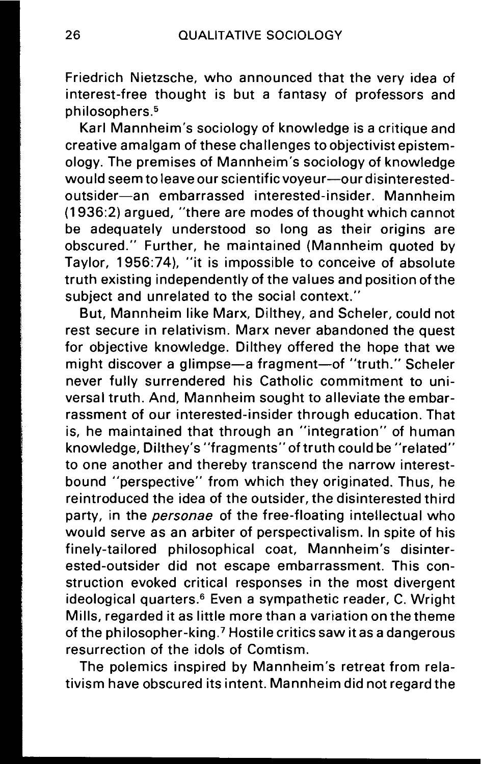Friedrich Nietzsche, who announced that the very idea of interest-free thought is but a fantasy of professors and philosophers.[5]

Karl Mannheim's sociology of knowledge is a critique and creative amalgam of these challenges to objectivist epistemology. The premises of Mannheim's sociology of knowledge would seem to leave our scientific voyeur—our disinterested-outsider—an embarrassed interested-insider. Mannheim (1936:2) argued, "there are modes of thought which cannot be adequately understood so long as their origins are obscured." Further, he maintained (Mannheim quoted by Taylor, 1956:74), "it is impossible to conceive of absolute truth existing independently of the values and position of the subject and unrelated to the social context."

But, Mannheim like Marx, Dilthey, and Scheler, could not rest secure in relativism. Marx never abandoned the quest for objective knowledge. Dilthey offered the hope that we might discover a glimpse—a fragment—of "truth." Scheler never fully surrendered his Catholic commitment to universal truth. And, Mannheim sought to alleviate the embarrassment of our interested-insider through education. That is, he maintained that through an "integration" of human knowledge, Dilthey's "fragments" of truth could be "related" to one another and thereby transcend the narrow interest-bound "perspective" from which they originated. Thus, he reintroduced the idea of the outsider, the disinterested third party, in the *personae* of the free-floating intellectual who would serve as an arbiter of perspectivalism. In spite of his finely-tailored philosophical coat, Mannheim's disinterested-outsider did not escape embarrassment. This construction evoked critical responses in the most divergent ideological quarters.[6] Even a sympathetic reader, C. Wright Mills, regarded it as little more than a variation on the theme of the philosopher-king.[7] Hostile critics saw it as a dangerous resurrection of the idols of Comtism.

The polemics inspired by Mannheim's retreat from relativism have obscured its intent. Mannheim did not regard the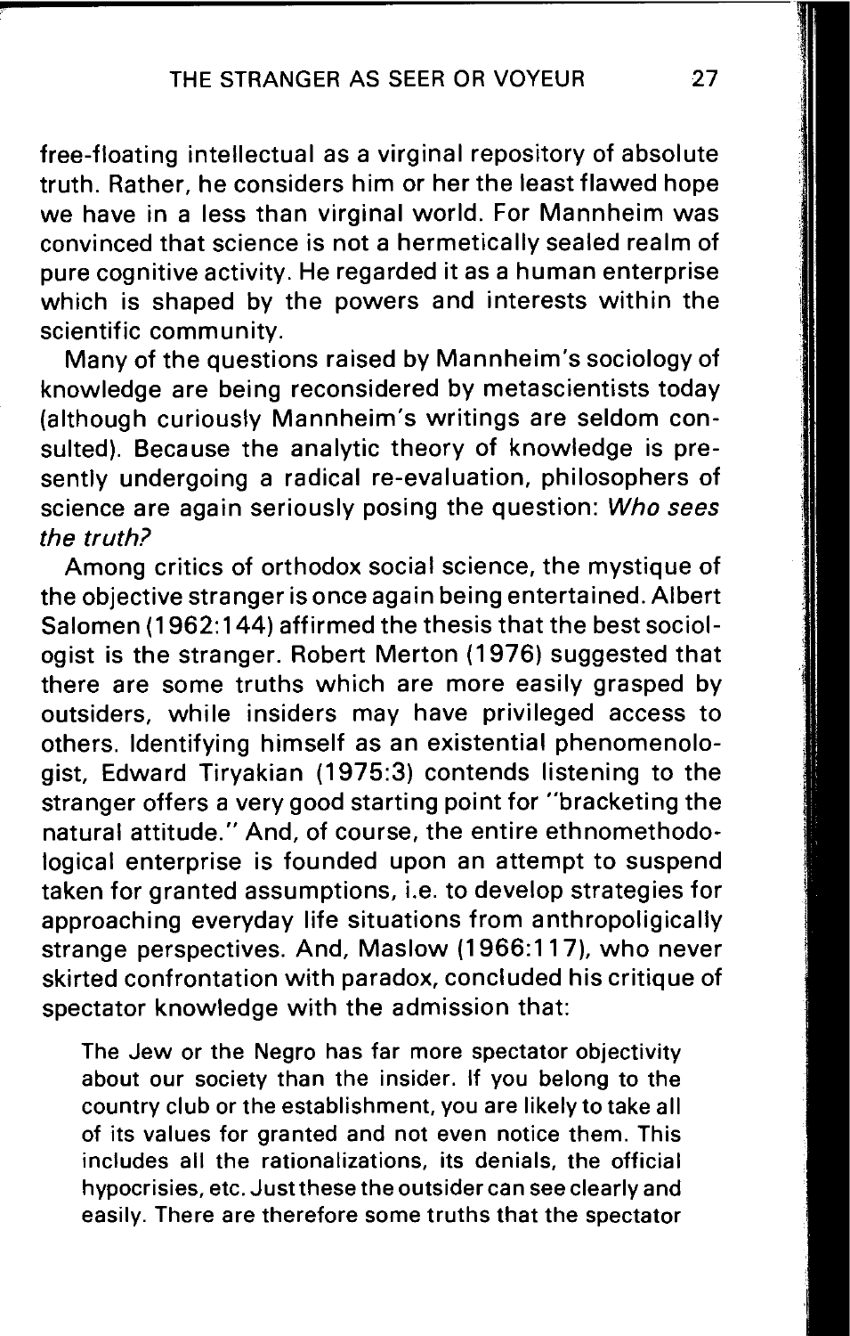free-floating intellectual as a virginal repository of absolute truth. Rather, he considers him or her the least flawed hope we have in a less than virginal world. For Mannheim was convinced that science is not a hermetically sealed realm of pure cognitive activity. He regarded it as a human enterprise which is shaped by the powers and interests within the scientific community.

Many of the questions raised by Mannheim's sociology of knowledge are being reconsidered by metascientists today (although curiously Mannheim's writings are seldom consulted). Because the analytic theory of knowledge is presently undergoing a radical re-evaluation, philosophers of science are again seriously posing the question: *Who sees the truth?*

Among critics of orthodox social science, the mystique of the objective stranger is once again being entertained. Albert Salomen (1962:144) affirmed the thesis that the best sociologist is the stranger. Robert Merton (1976) suggested that there are some truths which are more easily grasped by outsiders, while insiders may have privileged access to others. Identifying himself as an existential phenomenologist, Edward Tiryakian (1975:3) contends listening to the stranger offers a very good starting point for "bracketing the natural attitude." And, of course, the entire ethnomethodological enterprise is founded upon an attempt to suspend taken for granted assumptions, i.e. to develop strategies for approaching everyday life situations from anthropoligically strange perspectives. And, Maslow (1966:117), who never skirted confrontation with paradox, concluded his critique of spectator knowledge with the admission that:

> The Jew or the Negro has far more spectator objectivity about our society than the insider. If you belong to the country club or the establishment, you are likely to take all of its values for granted and not even notice them. This includes all the rationalizations, its denials, the official hypocrisies, etc. Just these the outsider can see clearly and easily. There are therefore some truths that the spectator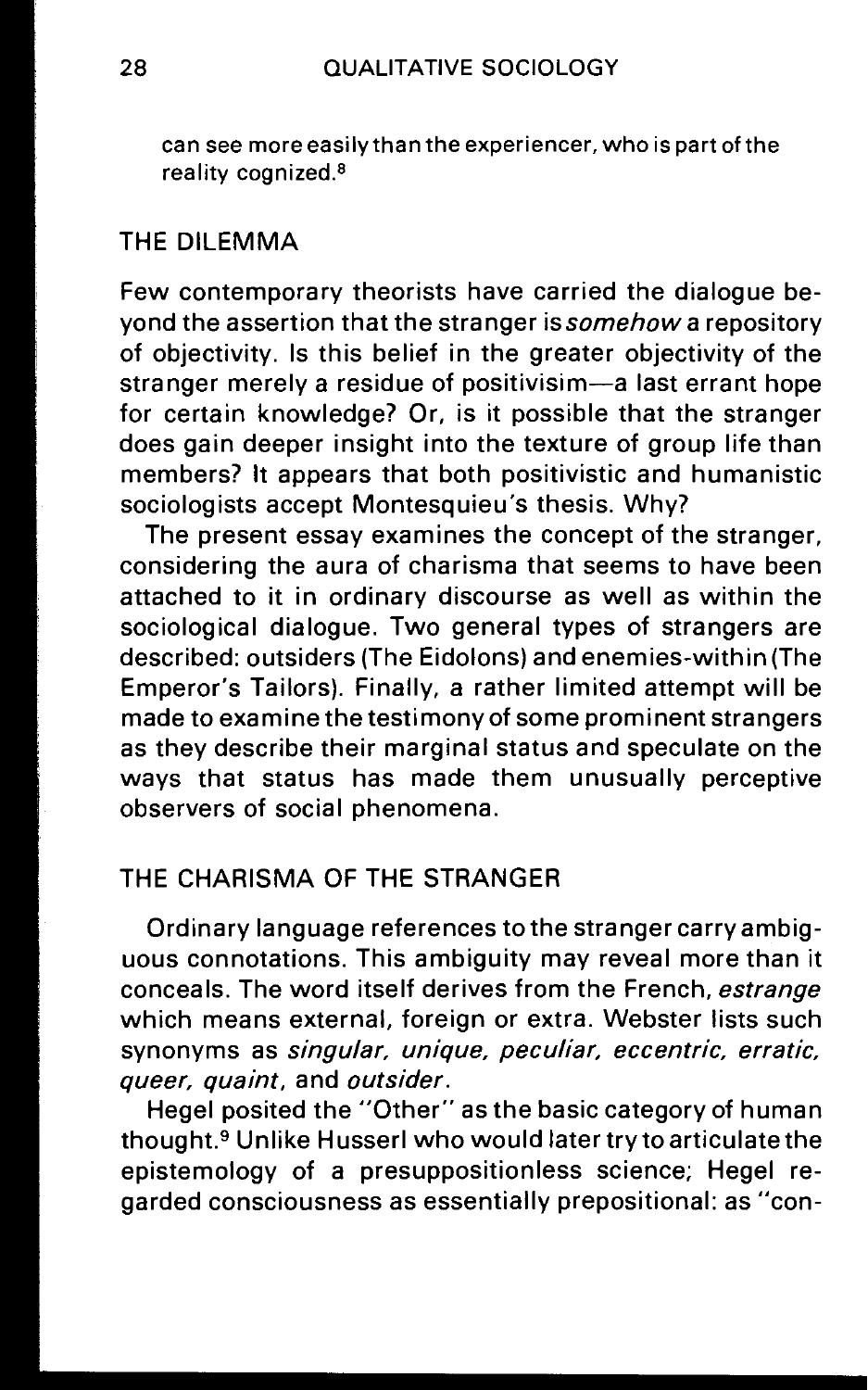can see more easily than the experiencer, who is part of the reality cognized.[8]

## THE DILEMMA

Few contemporary theorists have carried the dialogue beyond the assertion that the stranger is *somehow* a repository of objectivity. Is this belief in the greater objectivity of the stranger merely a residue of positivisim—a last errant hope for certain knowledge? Or, is it possible that the stranger does gain deeper insight into the texture of group life than members? It appears that both positivistic and humanistic sociologists accept Montesquieu's thesis. Why?

The present essay examines the concept of the stranger, considering the aura of charisma that seems to have been attached to it in ordinary discourse as well as within the sociological dialogue. Two general types of strangers are described: outsiders (The Eidolons) and enemies-within (The Emperor's Tailors). Finally, a rather limited attempt will be made to examine the testimony of some prominent strangers as they describe their marginal status and speculate on the ways that status has made them unusually perceptive observers of social phenomena.

## THE CHARISMA OF THE STRANGER

Ordinary language references to the stranger carry ambiguous connotations. This ambiguity may reveal more than it conceals. The word itself derives from the French, *estrange* which means external, foreign or extra. Webster lists such synonyms as *singular, unique, peculiar, eccentric, erratic, queer, quaint*, and *outsider*.

Hegel posited the "Other" as the basic category of human thought.[9] Unlike Husserl who would later try to articulate the epistemology of a presuppositionless science; Hegel regarded consciousness as essentially prepositional: as "con-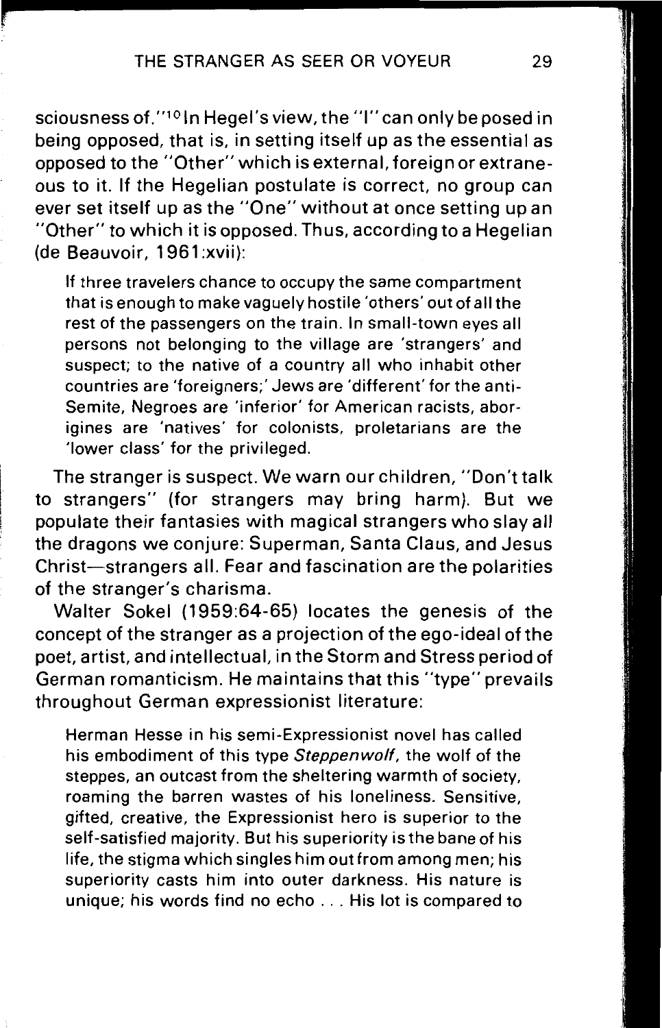sciousness of."[10] In Hegel's view, the "I" can only be posed in being opposed, that is, in setting itself up as the essential as opposed to the "Other" which is external, foreign or extraneous to it. If the Hegelian postulate is correct, no group can ever set itself up as the "One" without at once setting up an "Other" to which it is opposed. Thus, according to a Hegelian (de Beauvoir, 1961:xvii):

> If three travelers chance to occupy the same compartment that is enough to make vaguely hostile 'others' out of all the rest of the passengers on the train. In small-town eyes all persons not belonging to the village are 'strangers' and suspect; to the native of a country all who inhabit other countries are 'foreigners;' Jews are 'different' for the anti-Semite, Negroes are 'inferior' for American racists, aborigines are 'natives' for colonists, proletarians are the 'lower class' for the privileged.

The stranger is suspect. We warn our children, "Don't talk to strangers" (for strangers may bring harm). But we populate their fantasies with magical strangers who slay all the dragons we conjure: Superman, Santa Claus, and Jesus Christ—strangers all. Fear and fascination are the polarities of the stranger's charisma.

Walter Sokel (1959:64-65) locates the genesis of the concept of the stranger as a projection of the ego-ideal of the poet, artist, and intellectual, in the Storm and Stress period of German romanticism. He maintains that this "type" prevails throughout German expressionist literature:

> Herman Hesse in his semi-Expressionist novel has called his embodiment of this type *Steppenwolf*, the wolf of the steppes, an outcast from the sheltering warmth of society, roaming the barren wastes of his loneliness. Sensitive, gifted, creative, the Expressionist hero is superior to the self-satisfied majority. But his superiority is the bane of his life, the stigma which singles him out from among men; his superiority casts him into outer darkness. His nature is unique; his words find no echo . . . His lot is compared to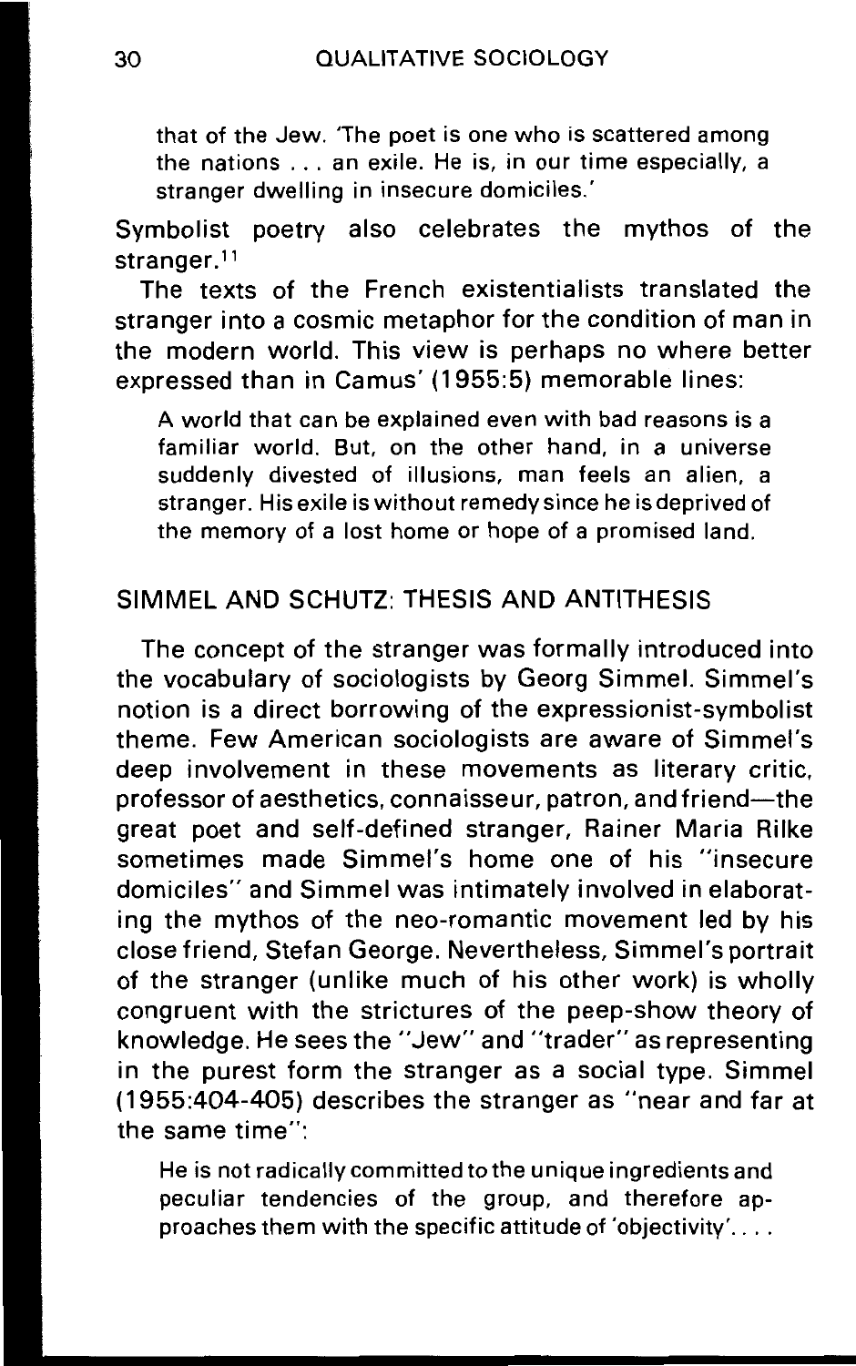> that of the Jew. 'The poet is one who is scattered among the nations . . . an exile. He is, in our time especially, a stranger dwelling in insecure domiciles.'

Symbolist poetry also celebrates the mythos of the stranger.[11]

The texts of the French existentialists translated the stranger into a cosmic metaphor for the condition of man in the modern world. This view is perhaps no where better expressed than in Camus' (1955:5) memorable lines:

> A world that can be explained even with bad reasons is a familiar world. But, on the other hand, in a universe suddenly divested of illusions, man feels an alien, a stranger. His exile is without remedy since he is deprived of the memory of a lost home or hope of a promised land.

## SIMMEL AND SCHUTZ: THESIS AND ANTITHESIS

The concept of the stranger was formally introduced into the vocabulary of sociologists by Georg Simmel. Simmel's notion is a direct borrowing of the expressionist-symbolist theme. Few American sociologists are aware of Simmel's deep involvement in these movements as literary critic, professor of aesthetics, connaisseur, patron, and friend—the great poet and self-defined stranger, Rainer Maria Rilke sometimes made Simmel's home one of his "insecure domiciles" and Simmel was intimately involved in elaborating the mythos of the neo-romantic movement led by his close friend, Stefan George. Nevertheless, Simmel's portrait of the stranger (unlike much of his other work) is wholly congruent with the strictures of the peep-show theory of knowledge. He sees the "Jew" and "trader" as representing in the purest form the stranger as a social type. Simmel (1955:404-405) describes the stranger as "near and far at the same time":

> He is not radically committed to the unique ingredients and peculiar tendencies of the group, and therefore approaches them with the specific attitude of 'objectivity'. . . .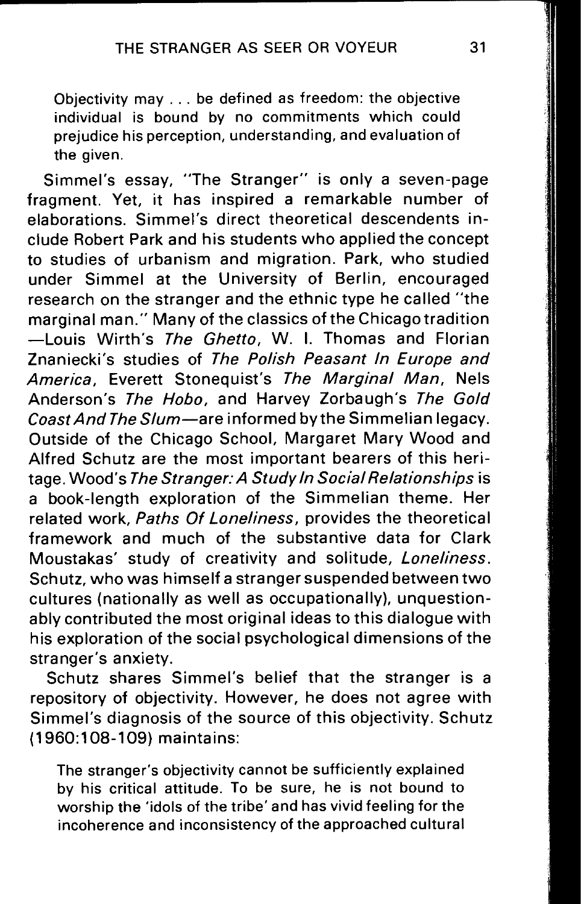> Objectivity may . . . be defined as freedom: the objective individual is bound by no commitments which could prejudice his perception, understanding, and evaluation of the given.

Simmel's essay, "The Stranger" is only a seven-page fragment. Yet, it has inspired a remarkable number of elaborations. Simmel's direct theoretical descendents include Robert Park and his students who applied the concept to studies of urbanism and migration. Park, who studied under Simmel at the University of Berlin, encouraged research on the stranger and the ethnic type he called "the marginal man." Many of the classics of the Chicago tradition —Louis Wirth's *The Ghetto*, W. I. Thomas and Florian Znaniecki's studies of *The Polish Peasant In Europe and America*, Everett Stonequist's *The Marginal Man*, Nels Anderson's *The Hobo*, and Harvey Zorbaugh's *The Gold Coast And The Slum*—are informed by the Simmelian legacy. Outside of the Chicago School, Margaret Mary Wood and Alfred Schutz are the most important bearers of this heritage. Wood's *The Stranger: A Study In Social Relationships* is a book-length exploration of the Simmelian theme. Her related work, *Paths Of Loneliness*, provides the theoretical framework and much of the substantive data for Clark Moustakas' study of creativity and solitude, *Loneliness*. Schutz, who was himself a stranger suspended between two cultures (nationally as well as occupationally), unquestionably contributed the most original ideas to this dialogue with his exploration of the social psychological dimensions of the stranger's anxiety.

Schutz shares Simmel's belief that the stranger is a repository of objectivity. However, he does not agree with Simmel's diagnosis of the source of this objectivity. Schutz (1960:108-109) maintains:

> The stranger's objectivity cannot be sufficiently explained by his critical attitude. To be sure, he is not bound to worship the 'idols of the tribe' and has vivid feeling for the incoherence and inconsistency of the approached cultural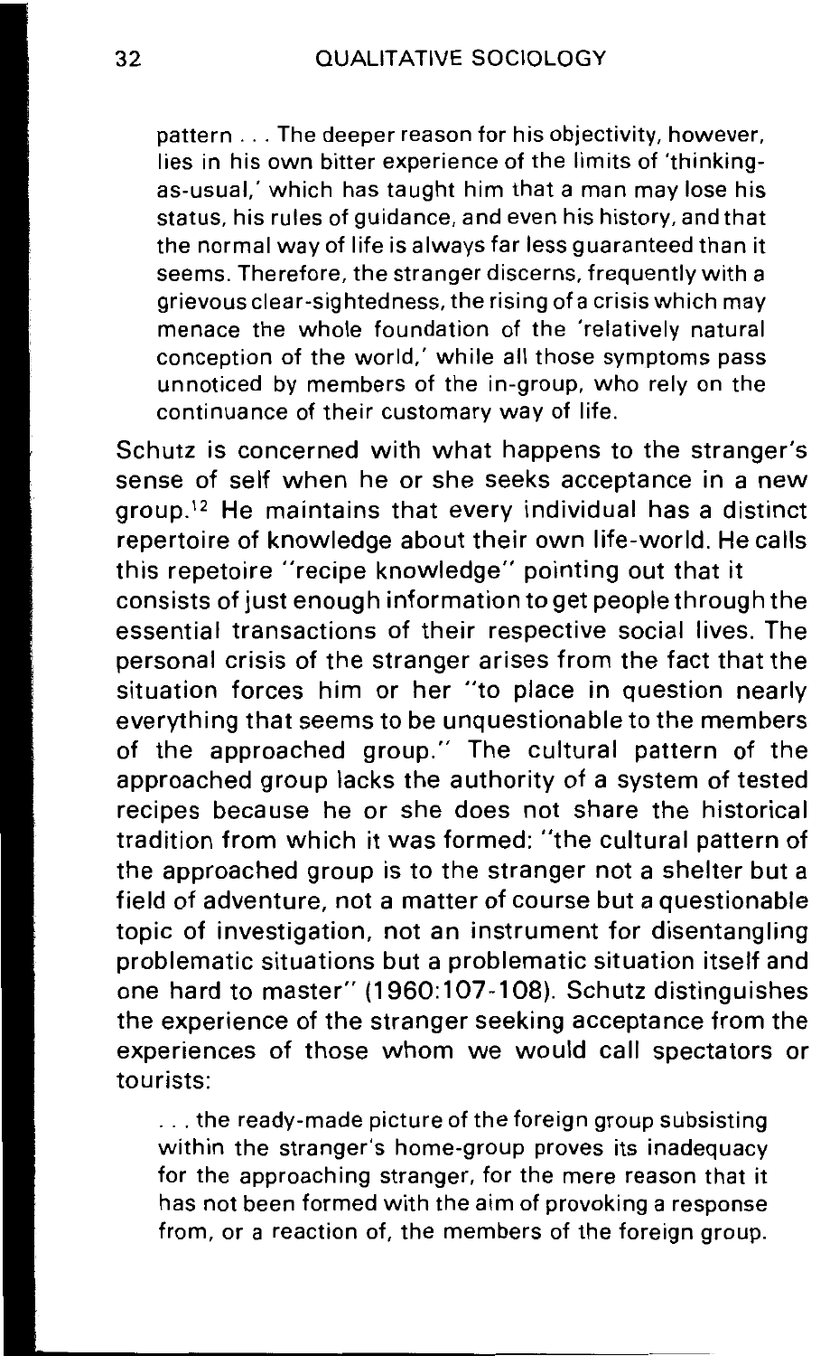> pattern . . . The deeper reason for his objectivity, however, lies in his own bitter experience of the limits of 'thinking-as-usual,' which has taught him that a man may lose his status, his rules of guidance, and even his history, and that the normal way of life is always far less guaranteed than it seems. Therefore, the stranger discerns, frequently with a grievous clear-sightedness, the rising of a crisis which may menace the whole foundation of the 'relatively natural conception of the world,' while all those symptoms pass unnoticed by members of the in-group, who rely on the continuance of their customary way of life.

Schutz is concerned with what happens to the stranger's sense of self when he or she seeks acceptance in a new group.[12] He maintains that every individual has a distinct repertoire of knowledge about their own life-world. He calls this repetoire "recipe knowledge" pointing out that it consists of just enough information to get people through the essential transactions of their respective social lives. The personal crisis of the stranger arises from the fact that the situation forces him or her "to place in question nearly everything that seems to be unquestionable to the members of the approached group." The cultural pattern of the approached group lacks the authority of a system of tested recipes because he or she does not share the historical tradition from which it was formed: "the cultural pattern of the approached group is to the stranger not a shelter but a field of adventure, not a matter of course but a questionable topic of investigation, not an instrument for disentangling problematic situations but a problematic situation itself and one hard to master" (1960:107-108). Schutz distinguishes the experience of the stranger seeking acceptance from the experiences of those whom we would call spectators or tourists:

> . . . the ready-made picture of the foreign group subsisting within the stranger's home-group proves its inadequacy for the approaching stranger, for the mere reason that it has not been formed with the aim of provoking a response from, or a reaction of, the members of the foreign group.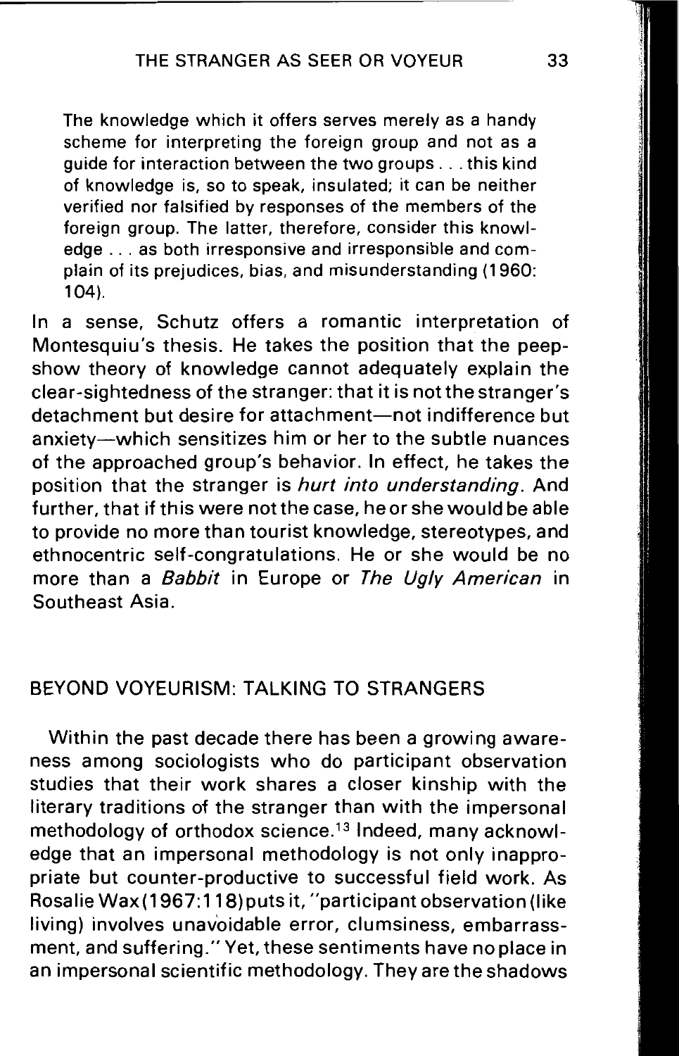> The knowledge which it offers serves merely as a handy scheme for interpreting the foreign group and not as a guide for interaction between the two groups . . . this kind of knowledge is, so to speak, insulated; it can be neither verified nor falsified by responses of the members of the foreign group. The latter, therefore, consider this knowledge . . . as both irresponsive and irresponsible and complain of its prejudices, bias, and misunderstanding (1960: 104).

In a sense, Schutz offers a romantic interpretation of Montesquiu's thesis. He takes the position that the peep-show theory of knowledge cannot adequately explain the clear-sightedness of the stranger: that it is not the stranger's detachment but desire for attachment—not indifference but anxiety—which sensitizes him or her to the subtle nuances of the approached group's behavior. In effect, he takes the position that the stranger is *hurt into understanding*. And further, that if this were not the case, he or she would be able to provide no more than tourist knowledge, stereotypes, and ethnocentric self-congratulations. He or she would be no more than a *Babbit* in Europe or *The Ugly American* in Southeast Asia.

## BEYOND VOYEURISM: TALKING TO STRANGERS

Within the past decade there has been a growing awareness among sociologists who do participant observation studies that their work shares a closer kinship with the literary traditions of the stranger than with the impersonal methodology of orthodox science.[13] Indeed, many acknowledge that an impersonal methodology is not only inappropriate but counter-productive to successful field work. As Rosalie Wax (1967:118) puts it, "participant observation (like living) involves unavoidable error, clumsiness, embarrassment, and suffering." Yet, these sentiments have no place in an impersonal scientific methodology. They are the shadows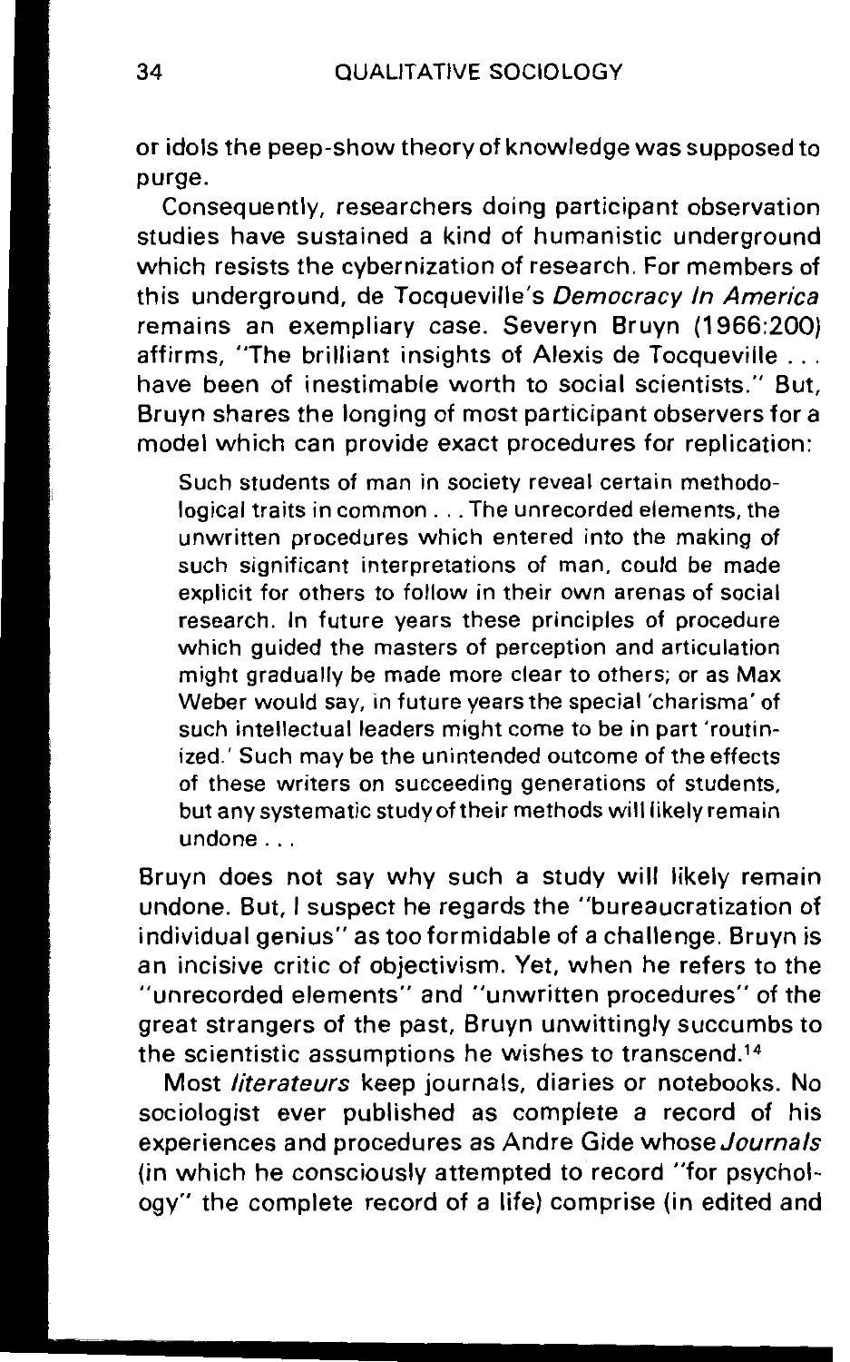or idols the peep-show theory of knowledge was supposed to purge.

Consequently, researchers doing participant observation studies have sustained a kind of humanistic underground which resists the cybernization of research. For members of this underground, de Tocqueville's *Democracy In America* remains an exempliary case. Severyn Bruyn (1966:200) affirms, "The brilliant insights of Alexis de Tocqueville . . . have been of inestimable worth to social scientists." But, Bruyn shares the longing of most participant observers for a model which can provide exact procedures for replication:

> Such students of man in society reveal certain methodological traits in common . . . The unrecorded elements, the unwritten procedures which entered into the making of such significant interpretations of man, could be made explicit for others to follow in their own arenas of social research. In future years these principles of procedure which guided the masters of perception and articulation might gradually be made more clear to others; or as Max Weber would say, in future years the special 'charisma' of such intellectual leaders might come to be in part 'routinized.' Such may be the unintended outcome of the effects of these writers on succeeding generations of students, but any systematic study of their methods will likely remain undone . . .

Bruyn does not say why such a study will likely remain undone. But, I suspect he regards the "bureaucratization of individual genius" as too formidable of a challenge. Bruyn is an incisive critic of objectivism. Yet, when he refers to the "unrecorded elements" and "unwritten procedures" of the great strangers of the past, Bruyn unwittingly succumbs to the scientistic assumptions he wishes to transcend.[14]

Most *literateurs* keep journals, diaries or notebooks. No sociologist ever published as complete a record of his experiences and procedures as Andre Gide whose *Journals* (in which he consciously attempted to record "for psychology" the complete record of a life) comprise (in edited and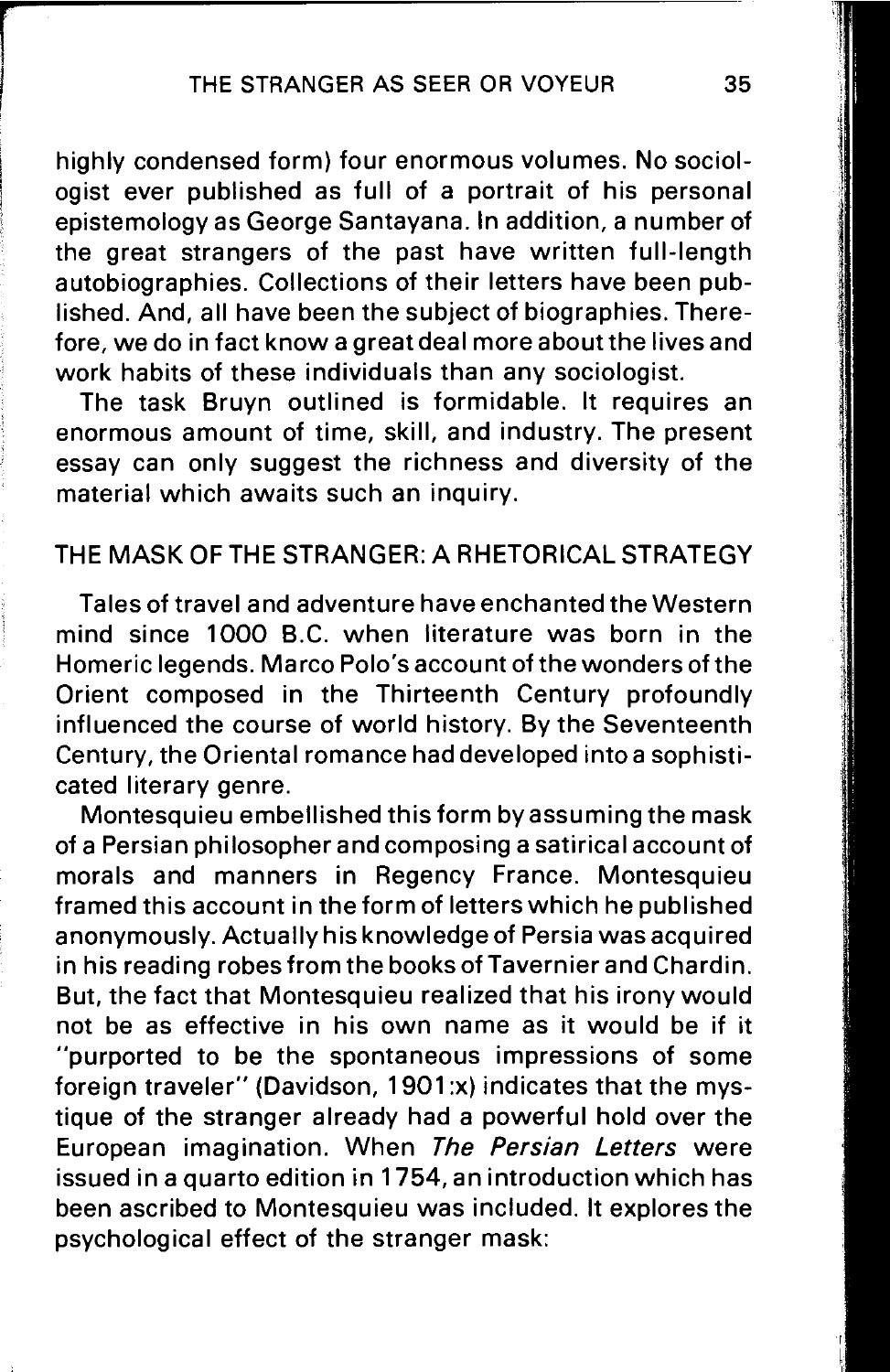highly condensed form) four enormous volumes. No sociologist ever published as full of a portrait of his personal epistemology as George Santayana. In addition, a number of the great strangers of the past have written full-length autobiographies. Collections of their letters have been published. And, all have been the subject of biographies. Therefore, we do in fact know a great deal more about the lives and work habits of these individuals than any sociologist.

The task Bruyn outlined is formidable. It requires an enormous amount of time, skill, and industry. The present essay can only suggest the richness and diversity of the material which awaits such an inquiry.

## THE MASK OF THE STRANGER: A RHETORICAL STRATEGY

Tales of travel and adventure have enchanted the Western mind since 1000 B.C. when literature was born in the Homeric legends. Marco Polo's account of the wonders of the Orient composed in the Thirteenth Century profoundly influenced the course of world history. By the Seventeenth Century, the Oriental romance had developed into a sophisticated literary genre.

Montesquieu embellished this form by assuming the mask of a Persian philosopher and composing a satirical account of morals and manners in Regency France. Montesquieu framed this account in the form of letters which he published anonymously. Actually his knowledge of Persia was acquired in his reading robes from the books of Tavernier and Chardin. But, the fact that Montesquieu realized that his irony would not be as effective in his own name as it would be if it "purported to be the spontaneous impressions of some foreign traveler" (Davidson, 1901:x) indicates that the mystique of the stranger already had a powerful hold over the European imagination. When *The Persian Letters* were issued in a quarto edition in 1754, an introduction which has been ascribed to Montesquieu was included. It explores the psychological effect of the stranger mask: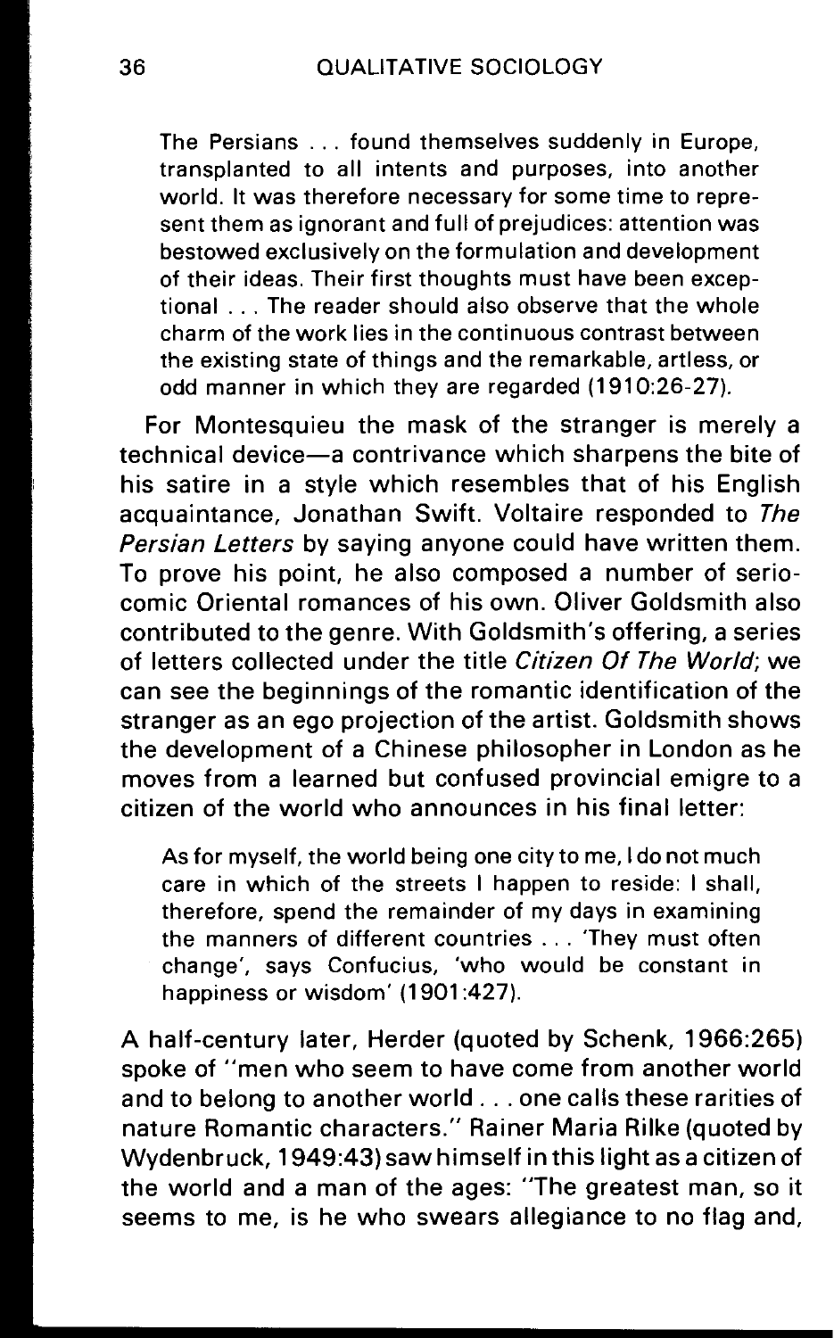> The Persians . . . found themselves suddenly in Europe, transplanted to all intents and purposes, into another world. It was therefore necessary for some time to represent them as ignorant and full of prejudices: attention was bestowed exclusively on the formulation and development of their ideas. Their first thoughts must have been exceptional . . . The reader should also observe that the whole charm of the work lies in the continuous contrast between the existing state of things and the remarkable, artless, or odd manner in which they are regarded (1910:26-27).

For Montesquieu the mask of the stranger is merely a technical device—a contrivance which sharpens the bite of his satire in a style which resembles that of his English acquaintance, Jonathan Swift. Voltaire responded to *The Persian Letters* by saying anyone could have written them. To prove his point, he also composed a number of seriocomic Oriental romances of his own. Oliver Goldsmith also contributed to the genre. With Goldsmith's offering, a series of letters collected under the title *Citizen Of The World*; we can see the beginnings of the romantic identification of the stranger as an ego projection of the artist. Goldsmith shows the development of a Chinese philosopher in London as he moves from a learned but confused provincial emigre to a citizen of the world who announces in his final letter:

> As for myself, the world being one city to me, I do not much care in which of the streets I happen to reside: I shall, therefore, spend the remainder of my days in examining the manners of different countries . . . 'They must often change', says Confucius, 'who would be constant in happiness or wisdom' (1901:427).

A half-century later, Herder (quoted by Schenk, 1966:265) spoke of "men who seem to have come from another world and to belong to another world . . . one calls these rarities of nature Romantic characters." Rainer Maria Rilke (quoted by Wydenbruck, 1949:43) saw himself in this light as a citizen of the world and a man of the ages: "The greatest man, so it seems to me, is he who swears allegiance to no flag and,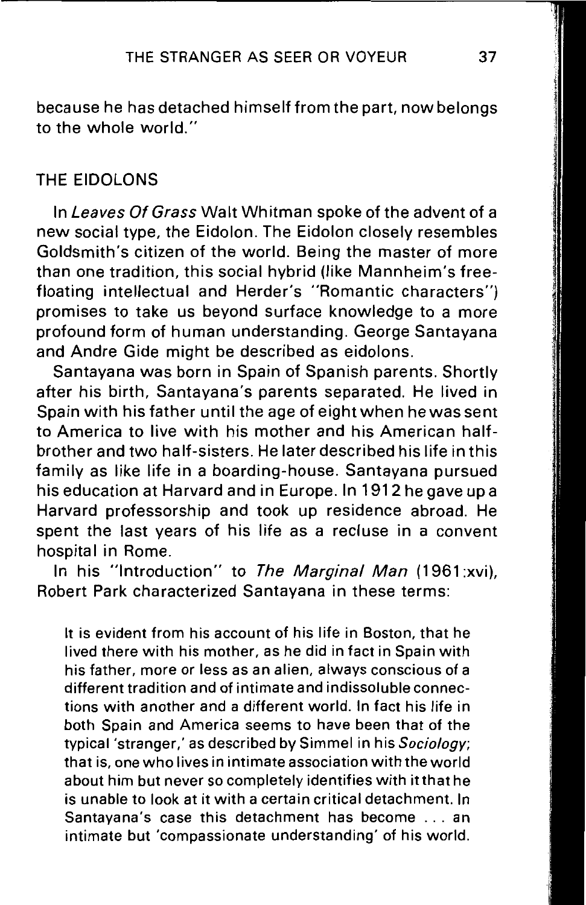because he has detached himself from the part, now belongs to the whole world."

## THE EIDOLONS

In *Leaves Of Grass* Walt Whitman spoke of the advent of a new social type, the Eidolon. The Eidolon closely resembles Goldsmith's citizen of the world. Being the master of more than one tradition, this social hybrid (like Mannheim's free-floating intellectual and Herder's "Romantic characters") promises to take us beyond surface knowledge to a more profound form of human understanding. George Santayana and Andre Gide might be described as eidolons.

Santayana was born in Spain of Spanish parents. Shortly after his birth, Santayana's parents separated. He lived in Spain with his father until the age of eight when he was sent to America to live with his mother and his American half-brother and two half-sisters. He later described his life in this family as like life in a boarding-house. Santayana pursued his education at Harvard and in Europe. In 1912 he gave up a Harvard professorship and took up residence abroad. He spent the last years of his life as a recluse in a convent hospital in Rome.

In his "Introduction" to *The Marginal Man* (1961:xvi), Robert Park characterized Santayana in these terms:

> It is evident from his account of his life in Boston, that he lived there with his mother, as he did in fact in Spain with his father, more or less as an alien, always conscious of a different tradition and of intimate and indissoluble connections with another and a different world. In fact his life in both Spain and America seems to have been that of the typical 'stranger,' as described by Simmel in his *Sociology*; that is, one who lives in intimate association with the world about him but never so completely identifies with it that he is unable to look at it with a certain critical detachment. In Santayana's case this detachment has become . . . an intimate but 'compassionate understanding' of his world.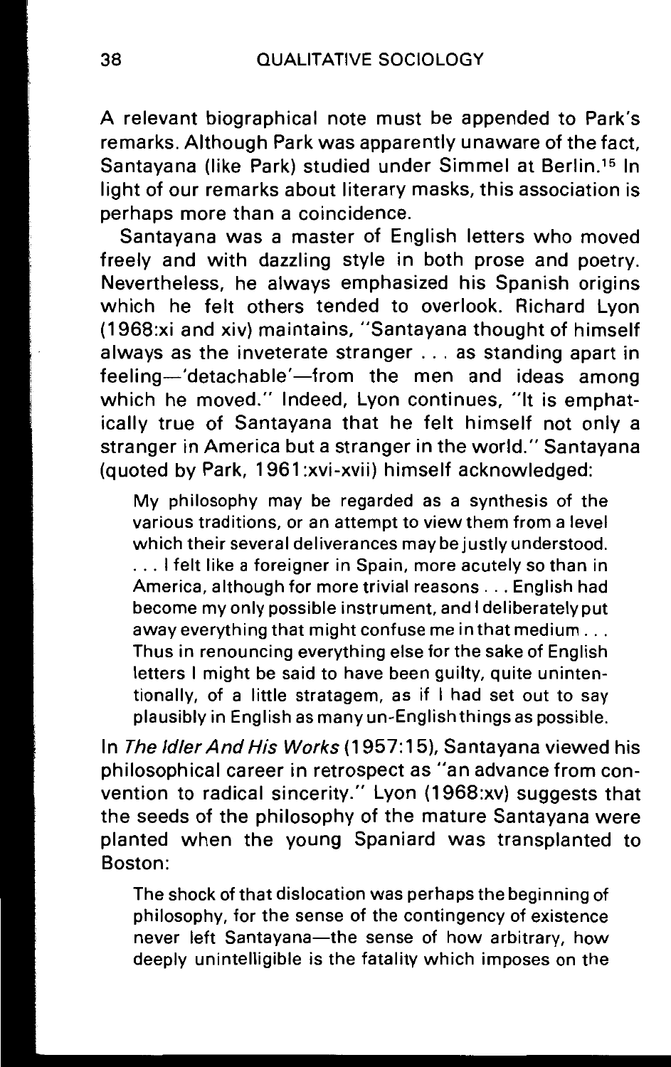A relevant biographical note must be appended to Park's remarks. Although Park was apparently unaware of the fact, Santayana (like Park) studied under Simmel at Berlin.[15] In light of our remarks about literary masks, this association is perhaps more than a coincidence.

Santayana was a master of English letters who moved freely and with dazzling style in both prose and poetry. Nevertheless, he always emphasized his Spanish origins which he felt others tended to overlook. Richard Lyon (1968:xi and xiv) maintains, "Santayana thought of himself always as the inveterate stranger . . . as standing apart in feeling—'detachable'—from the men and ideas among which he moved." Indeed, Lyon continues, "It is emphatically true of Santayana that he felt himself not only a stranger in America but a stranger in the world." Santayana (quoted by Park, 1961:xvi-xvii) himself acknowledged:

> My philosophy may be regarded as a synthesis of the various traditions, or an attempt to view them from a level which their several deliverances may be justly understood. . . . I felt like a foreigner in Spain, more acutely so than in America, although for more trivial reasons . . . English had become my only possible instrument, and I deliberately put away everything that might confuse me in that medium . . . Thus in renouncing everything else for the sake of English letters I might be said to have been guilty, quite unintentionally, of a little stratagem, as if I had set out to say plausibly in English as many un-English things as possible.

In *The Idler And His Works* (1957:15), Santayana viewed his philosophical career in retrospect as "an advance from convention to radical sincerity." Lyon (1968:xv) suggests that the seeds of the philosophy of the mature Santayana were planted when the young Spaniard was transplanted to Boston:

> The shock of that dislocation was perhaps the beginning of philosophy, for the sense of the contingency of existence never left Santayana—the sense of how arbitrary, how deeply unintelligible is the fatality which imposes on the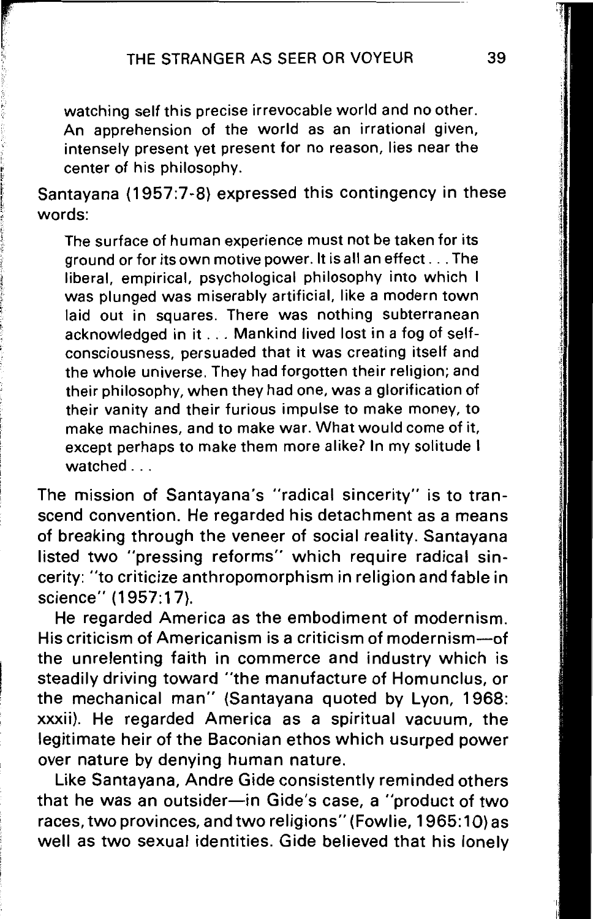watching self this precise irrevocable world and no other. An apprehension of the world as an irrational given, intensely present yet present for no reason, lies near the center of his philosophy.

Santayana (1957:7-8) expressed this contingency in these words:

> The surface of human experience must not be taken for its ground or for its own motive power. It is all an effect . . . The liberal, empirical, psychological philosophy into which I was plunged was miserably artificial, like a modern town laid out in squares. There was nothing subterranean acknowledged in it . . . Mankind lived lost in a fog of self-consciousness, persuaded that it was creating itself and the whole universe. They had forgotten their religion; and their philosophy, when they had one, was a glorification of their vanity and their furious impulse to make money, to make machines, and to make war. What would come of it, except perhaps to make them more alike? In my solitude I watched . . .

The mission of Santayana's "radical sincerity" is to transcend convention. He regarded his detachment as a means of breaking through the veneer of social reality. Santayana listed two "pressing reforms" which require radical sincerity: "to criticize anthropomorphism in religion and fable in science" (1957:17).

He regarded America as the embodiment of modernism. His criticism of Americanism is a criticism of modernism—of the unrelenting faith in commerce and industry which is steadily driving toward "the manufacture of Homunclus, or the mechanical man" (Santayana quoted by Lyon, 1968: xxxii). He regarded America as a spiritual vacuum, the legitimate heir of the Baconian ethos which usurped power over nature by denying human nature.

Like Santayana, Andre Gide consistently reminded others that he was an outsider—in Gide's case, a "product of two races, two provinces, and two religions" (Fowlie, 1965:10) as well as two sexual identities. Gide believed that his lonely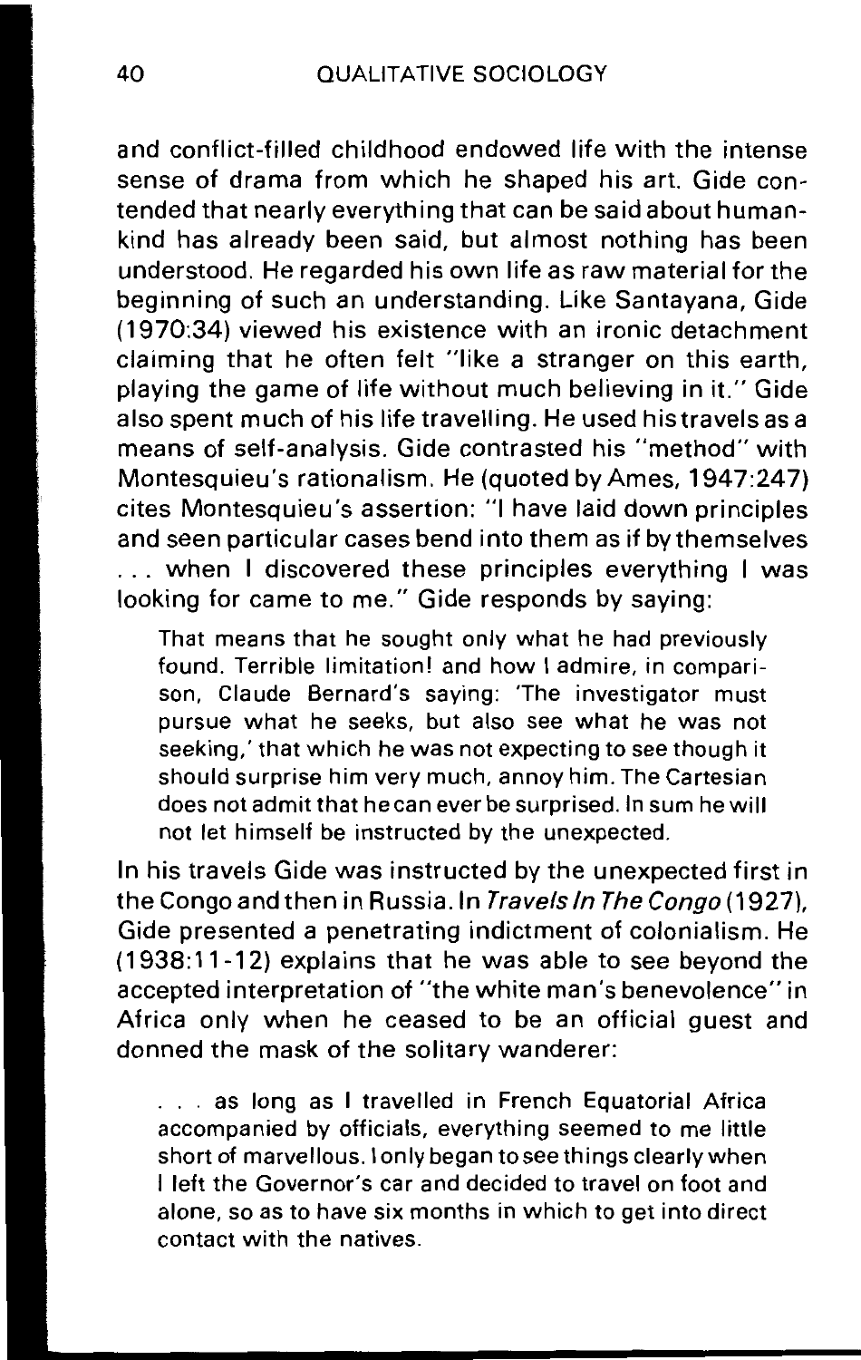and conflict-filled childhood endowed life with the intense sense of drama from which he shaped his art. Gide contended that nearly everything that can be said about humankind has already been said, but almost nothing has been understood. He regarded his own life as raw material for the beginning of such an understanding. Like Santayana, Gide (1970:34) viewed his existence with an ironic detachment claiming that he often felt "like a stranger on this earth, playing the game of life without much believing in it." Gide also spent much of his life travelling. He used his travels as a means of self-analysis. Gide contrasted his "method" with Montesquieu's rationalism. He (quoted by Ames, 1947:247) cites Montesquieu's assertion: "I have laid down principles and seen particular cases bend into them as if by themselves . . . when I discovered these principles everything I was looking for came to me." Gide responds by saying:

> That means that he sought only what he had previously found. Terrible limitation! and how I admire, in comparison, Claude Bernard's saying: 'The investigator must pursue what he seeks, but also see what he was not seeking,' that which he was not expecting to see though it should surprise him very much, annoy him. The Cartesian does not admit that he can ever be surprised. In sum he will not let himself be instructed by the unexpected.

In his travels Gide was instructed by the unexpected first in the Congo and then in Russia. In *Travels In The Congo* (1927), Gide presented a penetrating indictment of colonialism. He (1938:11-12) explains that he was able to see beyond the accepted interpretation of "the white man's benevolence" in Africa only when he ceased to be an official guest and donned the mask of the solitary wanderer:

> . . . as long as I travelled in French Equatorial Africa accompanied by officials, everything seemed to me little short of marvellous. I only began to see things clearly when I left the Governor's car and decided to travel on foot and alone, so as to have six months in which to get into direct contact with the natives.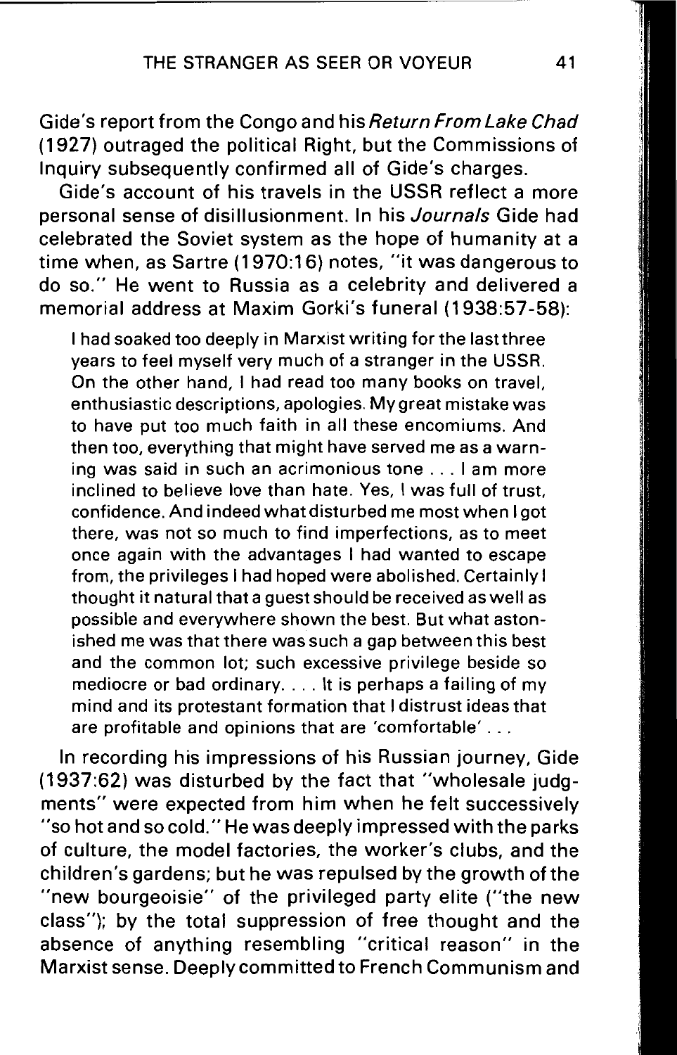Gide's report from the Congo and his *Return From Lake Chad* (1927) outraged the political Right, but the Commissions of Inquiry subsequently confirmed all of Gide's charges.

Gide's account of his travels in the USSR reflect a more personal sense of disillusionment. In his *Journals* Gide had celebrated the Soviet system as the hope of humanity at a time when, as Sartre (1970:16) notes, "it was dangerous to do so." He went to Russia as a celebrity and delivered a memorial address at Maxim Gorki's funeral (1938:57-58):

> I had soaked too deeply in Marxist writing for the last three years to feel myself very much of a stranger in the USSR. On the other hand, I had read too many books on travel, enthusiastic descriptions, apologies. My great mistake was to have put too much faith in all these encomiums. And then too, everything that might have served me as a warning was said in such an acrimonious tone . . . I am more inclined to believe love than hate. Yes, I was full of trust, confidence. And indeed what disturbed me most when I got there, was not so much to find imperfections, as to meet once again with the advantages I had wanted to escape from, the privileges I had hoped were abolished. Certainly I thought it natural that a guest should be received as well as possible and everywhere shown the best. But what astonished me was that there was such a gap between this best and the common lot; such excessive privilege beside so mediocre or bad ordinary. . . . It is perhaps a failing of my mind and its protestant formation that I distrust ideas that are profitable and opinions that are 'comfortable' . . .

In recording his impressions of his Russian journey, Gide (1937:62) was disturbed by the fact that "wholesale judgments" were expected from him when he felt successively "so hot and so cold." He was deeply impressed with the parks of culture, the model factories, the worker's clubs, and the children's gardens; but he was repulsed by the growth of the "new bourgeoisie" of the privileged party elite ("the new class"); by the total suppression of free thought and the absence of anything resembling "critical reason" in the Marxist sense. Deeply committed to French Communism and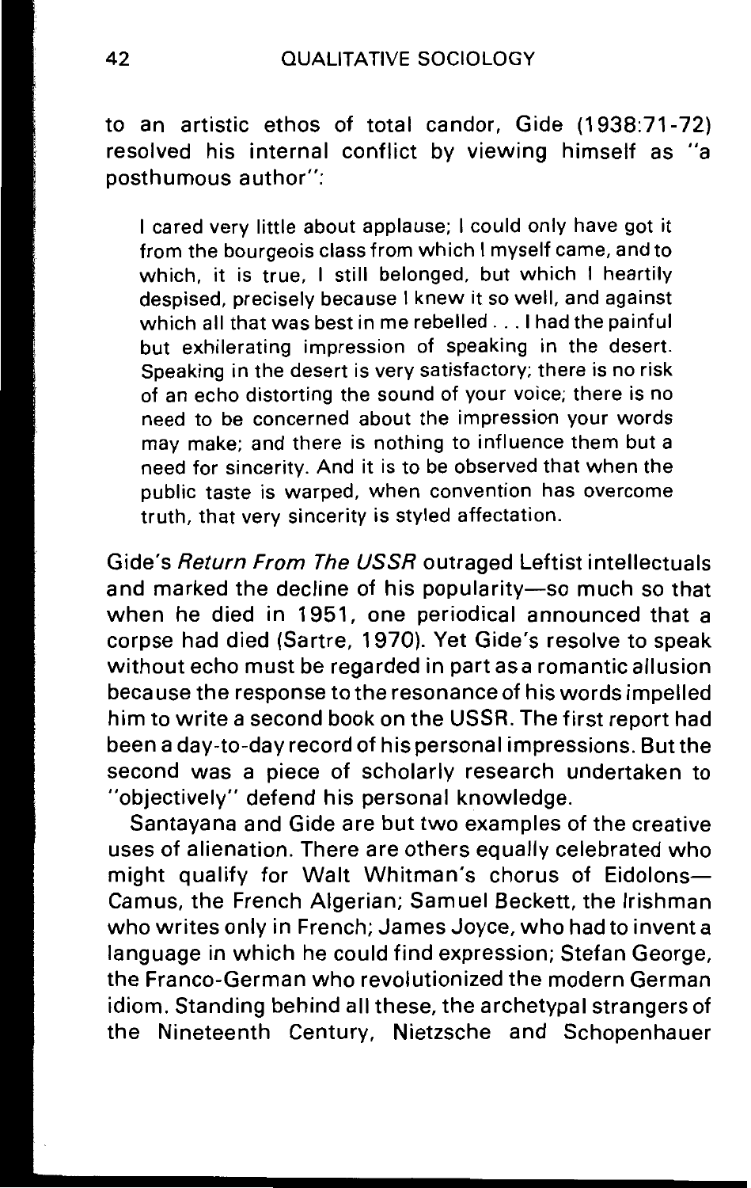to an artistic ethos of total candor, Gide (1938:71-72) resolved his internal conflict by viewing himself as "a posthumous author":

> I cared very little about applause; I could only have got it from the bourgeois class from which I myself came, and to which, it is true, I still belonged, but which I heartily despised, precisely because I knew it so well, and against which all that was best in me rebelled . . . I had the painful but exhilerating impression of speaking in the desert. Speaking in the desert is very satisfactory; there is no risk of an echo distorting the sound of your voice; there is no need to be concerned about the impression your words may make; and there is nothing to influence them but a need for sincerity. And it is to be observed that when the public taste is warped, when convention has overcome truth, that very sincerity is styled affectation.

Gide's *Return From The USSR* outraged Leftist intellectuals and marked the decline of his popularity—so much so that when he died in 1951, one periodical announced that a corpse had died (Sartre, 1970). Yet Gide's resolve to speak without echo must be regarded in part as a romantic allusion because the response to the resonance of his words impelled him to write a second book on the USSR. The first report had been a day-to-day record of his personal impressions. But the second was a piece of scholarly research undertaken to "objectively" defend his personal knowledge.

Santayana and Gide are but two examples of the creative uses of alienation. There are others equally celebrated who might qualify for Walt Whitman's chorus of Eidolons—Camus, the French Algerian; Samuel Beckett, the Irishman who writes only in French; James Joyce, who had to invent a language in which he could find expression; Stefan George, the Franco-German who revolutionized the modern German idiom. Standing behind all these, the archetypal strangers of the Nineteenth Century, Nietzsche and Schopenhauer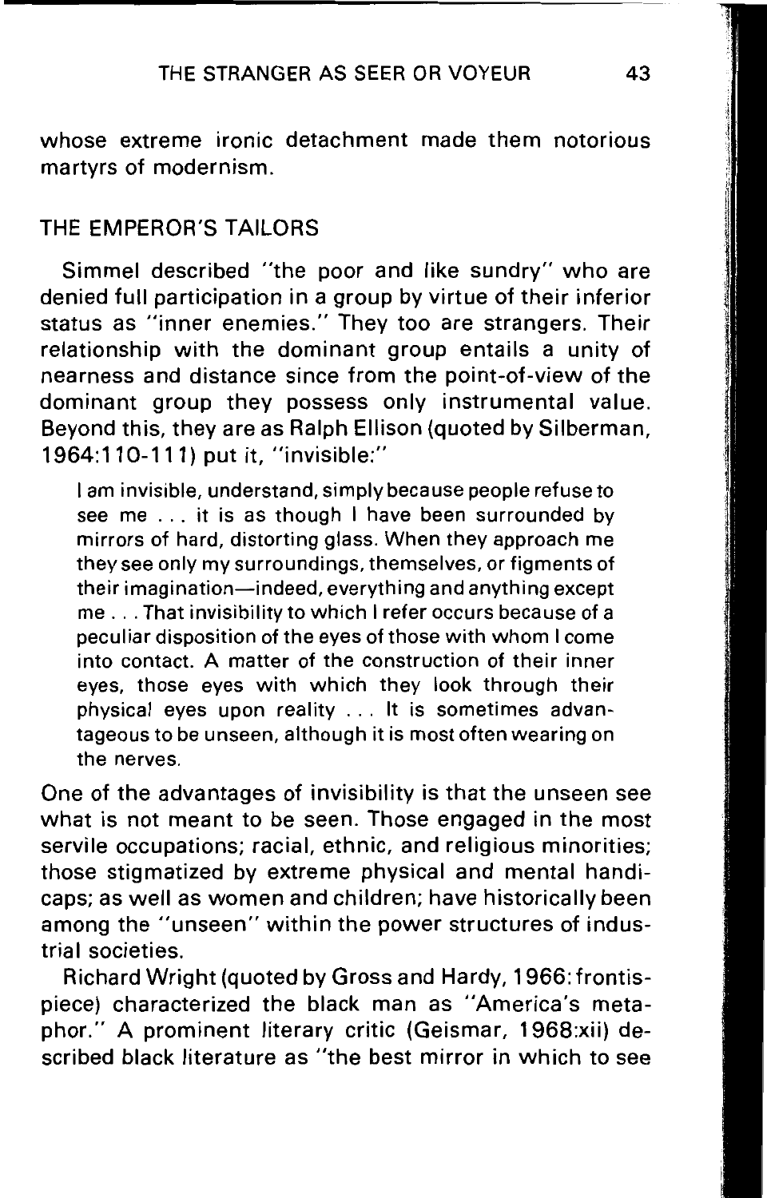whose extreme ironic detachment made them notorious martyrs of modernism.

## THE EMPEROR'S TAILORS

Simmel described "the poor and like sundry" who are denied full participation in a group by virtue of their inferior status as "inner enemies." They too are strangers. Their relationship with the dominant group entails a unity of nearness and distance since from the point-of-view of the dominant group they possess only instrumental value. Beyond this, they are as Ralph Ellison (quoted by Silberman, 1964:110-111) put it, "invisible:"

> I am invisible, understand, simply because people refuse to see me . . . it is as though I have been surrounded by mirrors of hard, distorting glass. When they approach me they see only my surroundings, themselves, or figments of their imagination—indeed, everything and anything except me . . . That invisibility to which I refer occurs because of a peculiar disposition of the eyes of those with whom I come into contact. A matter of the construction of their inner eyes, those eyes with which they look through their physical eyes upon reality . . . It is sometimes advantageous to be unseen, although it is most often wearing on the nerves.

One of the advantages of invisibility is that the unseen see what is not meant to be seen. Those engaged in the most servile occupations; racial, ethnic, and religious minorities; those stigmatized by extreme physical and mental handicaps; as well as women and children; have historically been among the "unseen" within the power structures of industrial societies.

Richard Wright (quoted by Gross and Hardy, 1966: frontispiece) characterized the black man as "America's metaphor." A prominent literary critic (Geismar, 1968:xii) described black literature as "the best mirror in which to see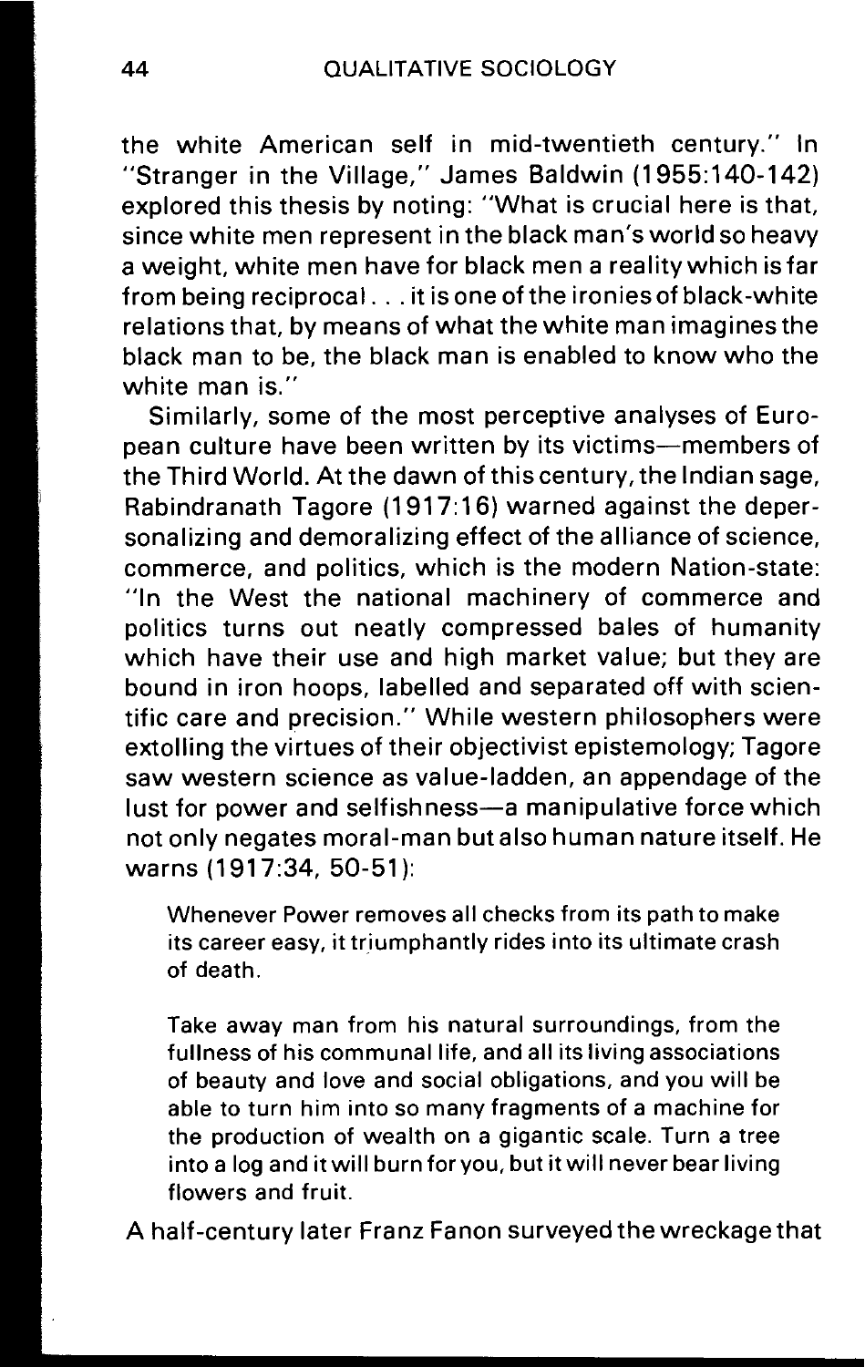the white American self in mid-twentieth century." In "Stranger in the Village," James Baldwin (1955:140-142) explored this thesis by noting: "What is crucial here is that, since white men represent in the black man's world so heavy a weight, white men have for black men a reality which is far from being reciprocal . . . it is one of the ironies of black-white relations that, by means of what the white man imagines the black man to be, the black man is enabled to know who the white man is."

Similarly, some of the most perceptive analyses of European culture have been written by its victims—members of the Third World. At the dawn of this century, the Indian sage, Rabindranath Tagore (1917:16) warned against the depersonalizing and demoralizing effect of the alliance of science, commerce, and politics, which is the modern Nation-state: "In the West the national machinery of commerce and politics turns out neatly compressed bales of humanity which have their use and high market value; but they are bound in iron hoops, labelled and separated off with scientific care and precision." While western philosophers were extolling the virtues of their objectivist epistemology; Tagore saw western science as value-ladden, an appendage of the lust for power and selfishness—a manipulative force which not only negates moral-man but also human nature itself. He warns (1917:34, 50-51):

> Whenever Power removes all checks from its path to make its career easy, it triumphantly rides into its ultimate crash of death.
>
> Take away man from his natural surroundings, from the fullness of his communal life, and all its living associations of beauty and love and social obligations, and you will be able to turn him into so many fragments of a machine for the production of wealth on a gigantic scale. Turn a tree into a log and it will burn for you, but it will never bear living flowers and fruit.

A half-century later Franz Fanon surveyed the wreckage that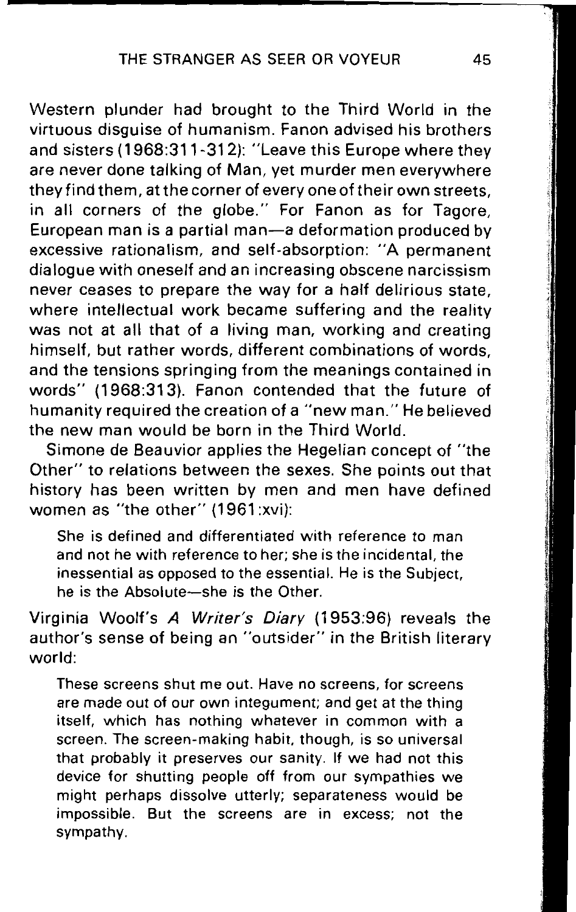Western plunder had brought to the Third World in the virtuous disguise of humanism. Fanon advised his brothers and sisters (1968:311-312): "Leave this Europe where they are never done talking of Man, yet murder men everywhere they find them, at the corner of every one of their own streets, in all corners of the globe." For Fanon as for Tagore, European man is a partial man—a deformation produced by excessive rationalism, and self-absorption: "A permanent dialogue with oneself and an increasing obscene narcissism never ceases to prepare the way for a half delirious state, where intellectual work became suffering and the reality was not at all that of a living man, working and creating himself, but rather words, different combinations of words, and the tensions springing from the meanings contained in words" (1968:313). Fanon contended that the future of humanity required the creation of a "new man." He believed the new man would be born in the Third World.

Simone de Beauvior applies the Hegelian concept of "the Other" to relations between the sexes. She points out that history has been written by men and men have defined women as "the other" (1961:xvi):

> She is defined and differentiated with reference to man and not he with reference to her; she is the incidental, the inessential as opposed to the essential. He is the Subject, he is the Absolute—she is the Other.

Virginia Woolf's *A Writer's Diary* (1953:96) reveals the author's sense of being an "outsider" in the British literary world:

> These screens shut me out. Have no screens, for screens are made out of our own integument; and get at the thing itself, which has nothing whatever in common with a screen. The screen-making habit, though, is so universal that probably it preserves our sanity. If we had not this device for shutting people off from our sympathies we might perhaps dissolve utterly; separateness would be impossible. But the screens are in excess; not the sympathy.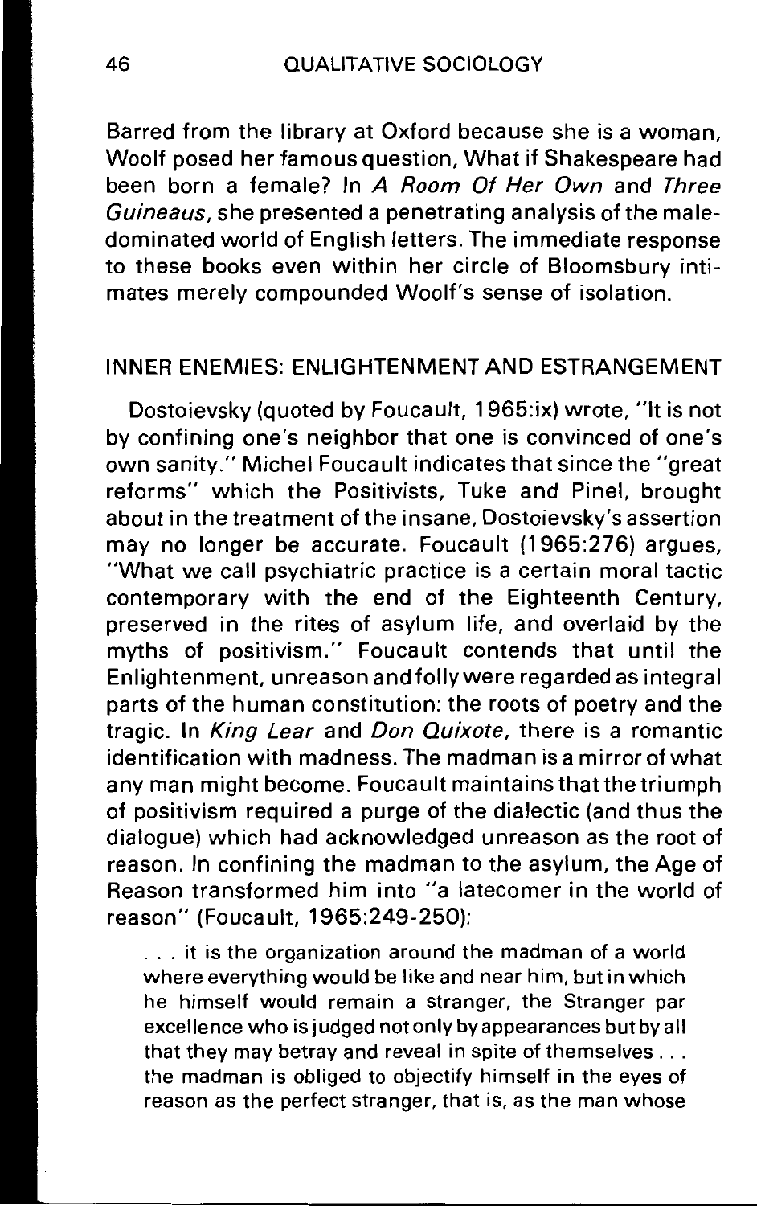Barred from the library at Oxford because she is a woman, Woolf posed her famous question, What if Shakespeare had been born a female? In *A Room Of Her Own* and *Three Guineaus*, she presented a penetrating analysis of the male-dominated world of English letters. The immediate response to these books even within her circle of Bloomsbury intimates merely compounded Woolf's sense of isolation.

## INNER ENEMIES: ENLIGHTENMENT AND ESTRANGEMENT

Dostoievsky (quoted by Foucault, 1965:ix) wrote, "It is not by confining one's neighbor that one is convinced of one's own sanity." Michel Foucault indicates that since the "great reforms" which the Positivists, Tuke and Pinel, brought about in the treatment of the insane, Dostoievsky's assertion may no longer be accurate. Foucault (1965:276) argues, "What we call psychiatric practice is a certain moral tactic contemporary with the end of the Eighteenth Century, preserved in the rites of asylum life, and overlaid by the myths of positivism." Foucault contends that until the Enlightenment, unreason and folly were regarded as integral parts of the human constitution: the roots of poetry and the tragic. In *King Lear* and *Don Quixote*, there is a romantic identification with madness. The madman is a mirror of what any man might become. Foucault maintains that the triumph of positivism required a purge of the dialectic (and thus the dialogue) which had acknowledged unreason as the root of reason. In confining the madman to the asylum, the Age of Reason transformed him into "a latecomer in the world of reason" (Foucault, 1965:249-250):

> . . . it is the organization around the madman of a world where everything would be like and near him, but in which he himself would remain a stranger, the Stranger par excellence who is judged not only by appearances but by all that they may betray and reveal in spite of themselves . . . the madman is obliged to objectify himself in the eyes of reason as the perfect stranger, that is, as the man whose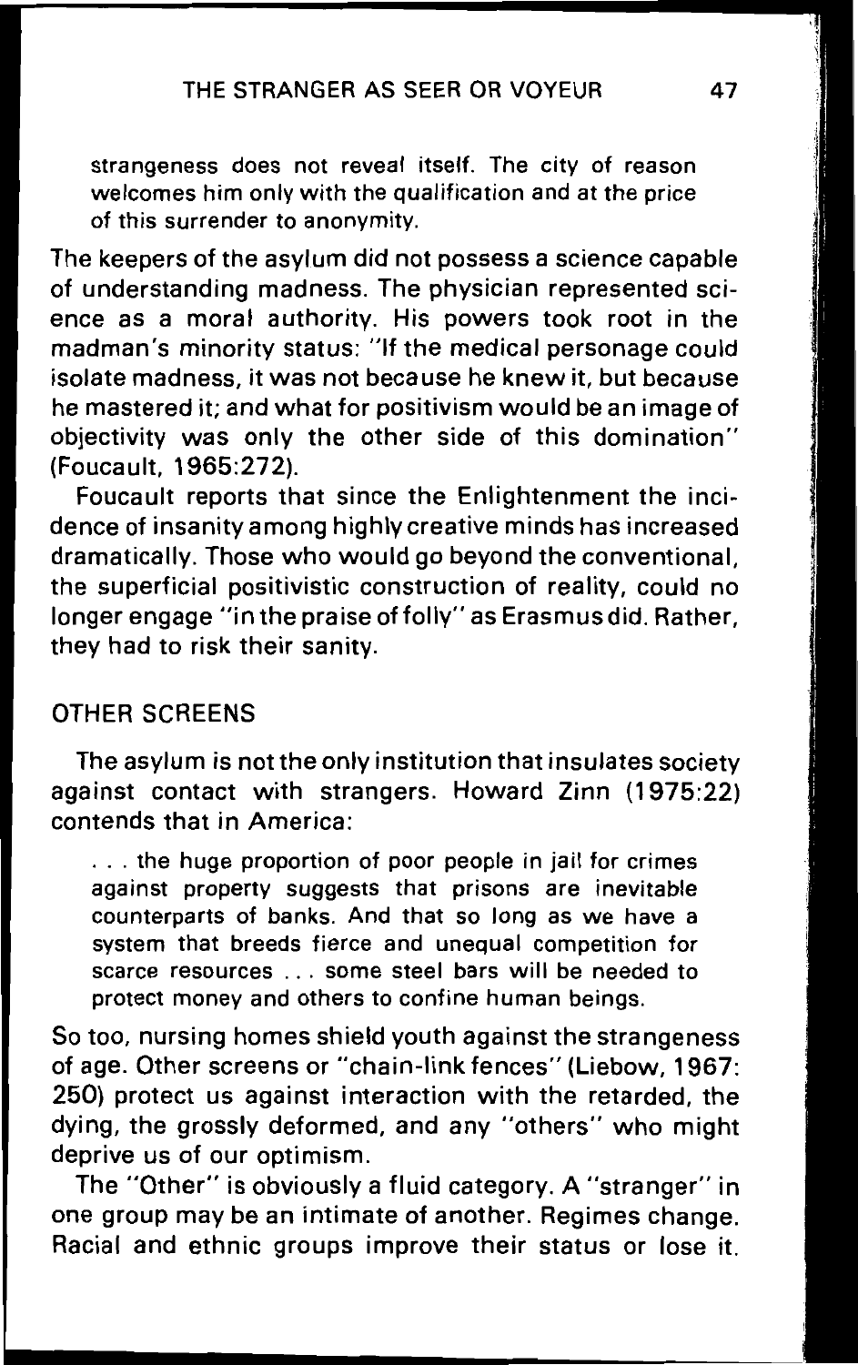> strangeness does not reveal itself. The city of reason welcomes him only with the qualification and at the price of this surrender to anonymity.

The keepers of the asylum did not possess a science capable of understanding madness. The physician represented science as a moral authority. His powers took root in the madman's minority status: "If the medical personage could isolate madness, it was not because he knew it, but because he mastered it; and what for positivism would be an image of objectivity was only the other side of this domination" (Foucault, 1965:272).

Foucault reports that since the Enlightenment the incidence of insanity among highly creative minds has increased dramatically. Those who would go beyond the conventional, the superficial positivistic construction of reality, could no longer engage "in the praise of folly" as Erasmus did. Rather, they had to risk their sanity.

## OTHER SCREENS

The asylum is not the only institution that insulates society against contact with strangers. Howard Zinn (1975:22) contends that in America:

> . . . the huge proportion of poor people in jail for crimes against property suggests that prisons are inevitable counterparts of banks. And that so long as we have a system that breeds fierce and unequal competition for scarce resources . . . some steel bars will be needed to protect money and others to confine human beings.

So too, nursing homes shield youth against the strangeness of age. Other screens or "chain-link fences" (Liebow, 1967: 250) protect us against interaction with the retarded, the dying, the grossly deformed, and any "others" who might deprive us of our optimism.

The "Other" is obviously a fluid category. A "stranger" in one group may be an intimate of another. Regimes change. Racial and ethnic groups improve their status or lose it.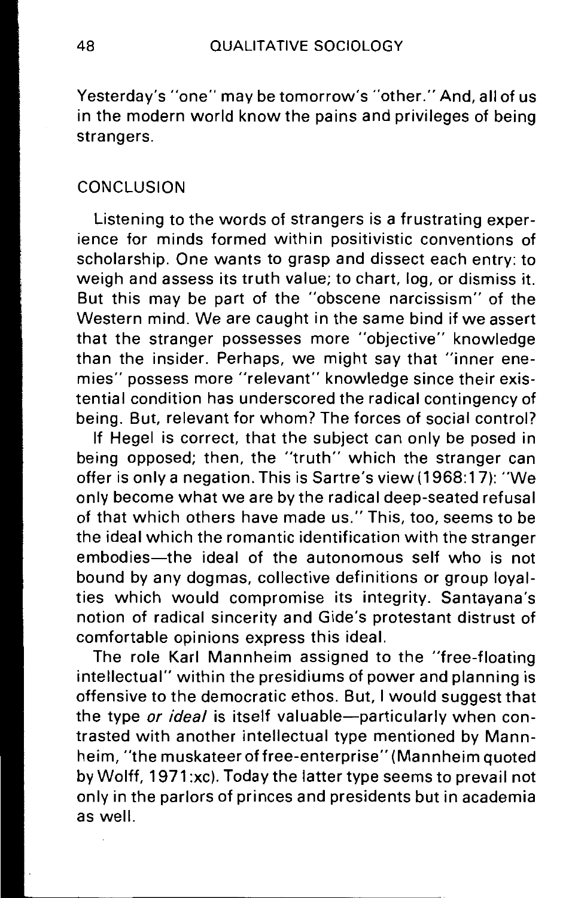Yesterday's "one" may be tomorrow's "other." And, all of us in the modern world know the pains and privileges of being strangers.

## CONCLUSION

Listening to the words of strangers is a frustrating experience for minds formed within positivistic conventions of scholarship. One wants to grasp and dissect each entry: to weigh and assess its truth value; to chart, log, or dismiss it. But this may be part of the "obscene narcissism" of the Western mind. We are caught in the same bind if we assert that the stranger possesses more "objective" knowledge than the insider. Perhaps, we might say that "inner enemies" possess more "relevant" knowledge since their existential condition has underscored the radical contingency of being. But, relevant for whom? The forces of social control?

If Hegel is correct, that the subject can only be posed in being opposed; then, the "truth" which the stranger can offer is only a negation. This is Sartre's view (1968:17): "We only become what we are by the radical deep-seated refusal of that which others have made us." This, too, seems to be the ideal which the romantic identification with the stranger embodies—the ideal of the autonomous self who is not bound by any dogmas, collective definitions or group loyalties which would compromise its integrity. Santayana's notion of radical sincerity and Gide's protestant distrust of comfortable opinions express this ideal.

The role Karl Mannheim assigned to the "free-floating intellectual" within the presidiums of power and planning is offensive to the democratic ethos. But, I would suggest that the type *or ideal* is itself valuable—particularly when contrasted with another intellectual type mentioned by Mannheim, "the muskateer of free-enterprise" (Mannheim quoted by Wolff, 1971:xc). Today the latter type seems to prevail not only in the parlors of princes and presidents but in academia as well.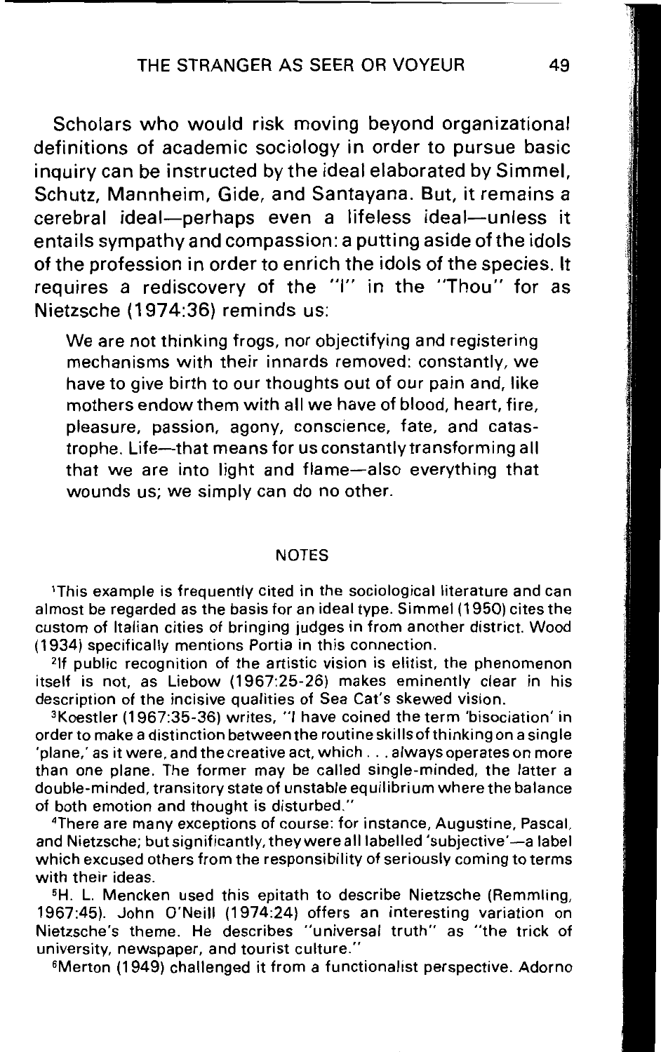Scholars who would risk moving beyond organizational definitions of academic sociology in order to pursue basic inquiry can be instructed by the ideal elaborated by Simmel, Schutz, Mannheim, Gide, and Santayana. But, it remains a cerebral ideal—perhaps even a lifeless ideal—unless it entails sympathy and compassion: a putting aside of the idols of the profession in order to enrich the idols of the species. It requires a rediscovery of the "I" in the "Thou" for as Nietzsche (1974:36) reminds us:

> We are not thinking frogs, nor objectifying and registering mechanisms with their innards removed: constantly, we have to give birth to our thoughts out of our pain and, like mothers endow them with all we have of blood, heart, fire, pleasure, passion, agony, conscience, fate, and catastrophe. Life—that means for us constantly transforming all that we are into light and flame—also everything that wounds us; we simply can do no other.

## NOTES

[1]This example is frequently cited in the sociological literature and can almost be regarded as the basis for an ideal type. Simmel (1950) cites the custom of Italian cities of bringing judges in from another district. Wood (1934) specifically mentions Portia in this connection.

[2]If public recognition of the artistic vision is elitist, the phenomenon itself is not, as Liebow (1967:25-26) makes eminently clear in his description of the incisive qualities of Sea Cat's skewed vision.

[3]Koestler (1967:35-36) writes, "I have coined the term 'bisociation' in order to make a distinction between the routine skills of thinking on a single 'plane,' as it were, and the creative act, which . . . always operates on more than one plane. The former may be called single-minded, the latter a double-minded, transitory state of unstable equilibrium where the balance of both emotion and thought is disturbed."

[4]There are many exceptions of course: for instance, Augustine, Pascal, and Nietzsche; but significantly, they were all labelled 'subjective'—a label which excused others from the responsibility of seriously coming to terms with their ideas.

[5]H. L. Mencken used this epitath to describe Nietzsche (Remmling, 1967:45). John O'Neill (1974:24) offers an interesting variation on Nietzsche's theme. He describes "universal truth" as "the trick of university, newspaper, and tourist culture."

[6]Merton (1949) challenged it from a functionalist perspective. Adorno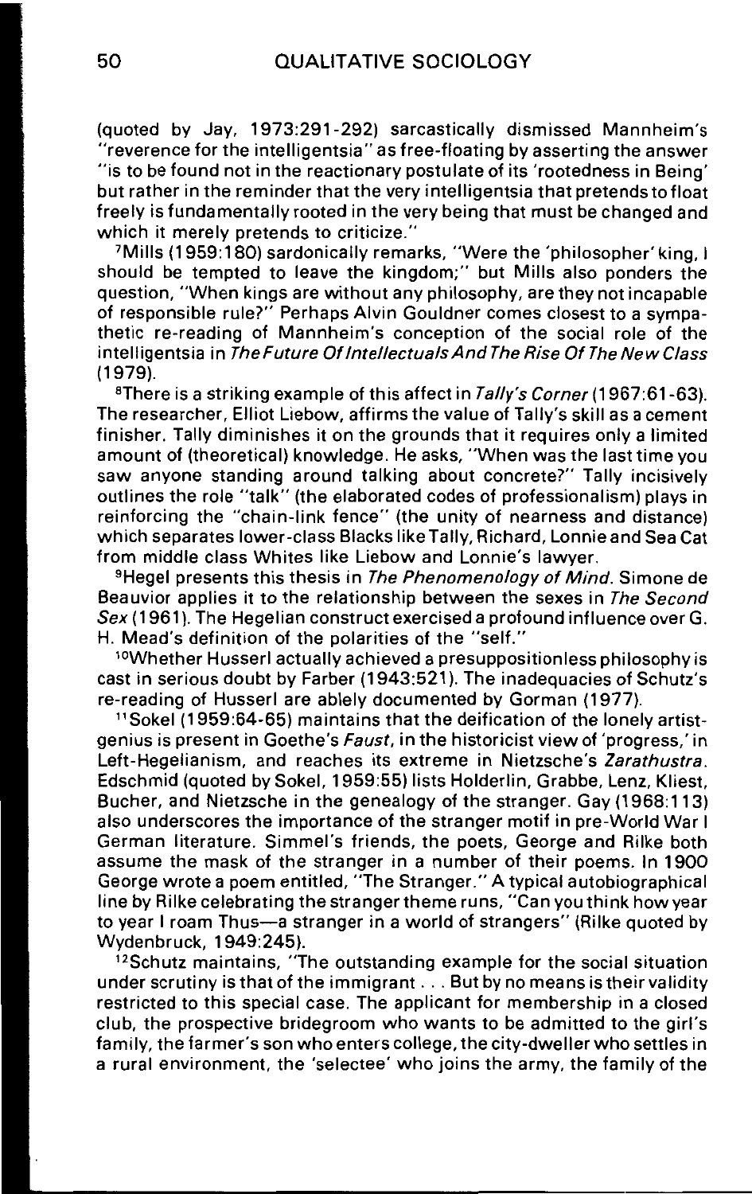(quoted by Jay, 1973:291-292) sarcastically dismissed Mannheim's "reverence for the intelligentsia" as free-floating by asserting the answer "is to be found not in the reactionary postulate of its 'rootedness in Being' but rather in the reminder that the very intelligentsia that pretends to float freely is fundamentally rooted in the very being that must be changed and which it merely pretends to criticize."

[7]Mills (1959:180) sardonically remarks, "Were the 'philosopher' king, I should be tempted to leave the kingdom;" but Mills also ponders the question, "When kings are without any philosophy, are they not incapable of responsible rule?" Perhaps Alvin Gouldner comes closest to a sympathetic re-reading of Mannheim's conception of the social role of the intelligentsia in *The Future Of Intellectuals And The Rise Of The New Class* (1979).

[8]There is a striking example of this affect in *Tally's Corner* (1967:61-63). The researcher, Elliot Liebow, affirms the value of Tally's skill as a cement finisher. Tally diminishes it on the grounds that it requires only a limited amount of (theoretical) knowledge. He asks, "When was the last time you saw anyone standing around talking about concrete?" Tally incisively outlines the role "talk" (the elaborated codes of professionalism) plays in reinforcing the "chain-link fence" (the unity of nearness and distance) which separates lower-class Blacks like Tally, Richard, Lonnie and Sea Cat from middle class Whites like Liebow and Lonnie's lawyer.

[9]Hegel presents this thesis in *The Phenomenology of Mind*. Simone de Beauvior applies it to the relationship between the sexes in *The Second Sex* (1961). The Hegelian construct exercised a profound influence over G. H. Mead's definition of the polarities of the "self."

[10]Whether Husserl actually achieved a presuppositionless philosophy is cast in serious doubt by Farber (1943:521). The inadequacies of Schutz's re-reading of Husserl are ablely documented by Gorman (1977).

[11]Sokel (1959:64-65) maintains that the deification of the lonely artist-genius is present in Goethe's *Faust*, in the historicist view of 'progress,' in Left-Hegelianism, and reaches its extreme in Nietzsche's *Zarathustra*. Edschmid (quoted by Sokel, 1959:55) lists Holderlin, Grabbe, Lenz, Kliest, Bucher, and Nietzsche in the genealogy of the stranger. Gay (1968:113) also underscores the importance of the stranger motif in pre-World War I German literature. Simmel's friends, the poets, George and Rilke both assume the mask of the stranger in a number of their poems. In 1900 George wrote a poem entitled, "The Stranger." A typical autobiographical line by Rilke celebrating the stranger theme runs, "Can you think how year to year I roam Thus—a stranger in a world of strangers" (Rilke quoted by Wydenbruck, 1949:245).

[12]Schutz maintains, "The outstanding example for the social situation under scrutiny is that of the immigrant . . . But by no means is their validity restricted to this special case. The applicant for membership in a closed club, the prospective bridegroom who wants to be admitted to the girl's family, the farmer's son who enters college, the city-dweller who settles in a rural environment, the 'selectee' who joins the army, the family of the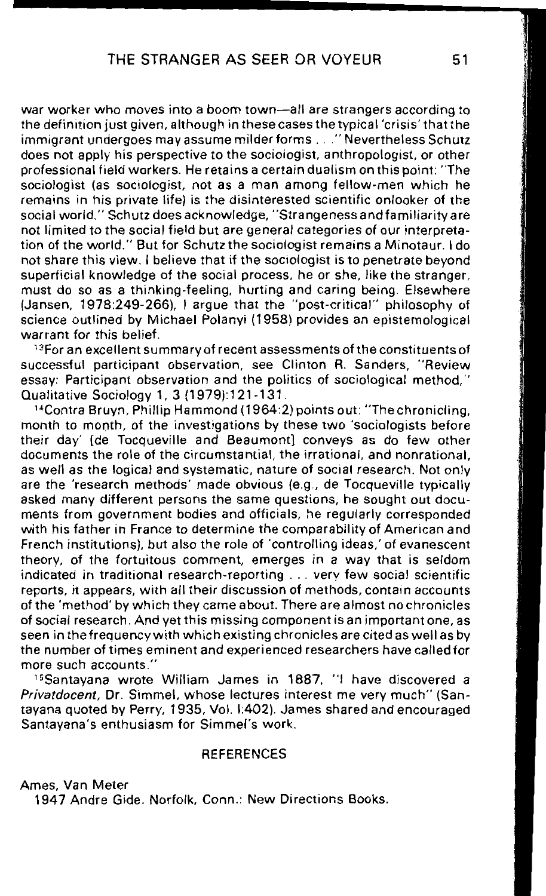war worker who moves into a boom town—all are strangers according to the definition just given, although in these cases the typical 'crisis' that the immigrant undergoes may assume milder forms . . ." Nevertheless Schutz does not apply his perspective to the sociologist, anthropologist, or other professional field workers. He retains a certain dualism on this point: "The sociologist (as sociologist, not as a man among fellow-men which he remains in his private life) is the disinterested scientific onlooker of the social world." Schutz does acknowledge, "Strangeness and familiarity are not limited to the social field but are general categories of our interpretation of the world." But for Schutz the sociologist remains a Minotaur. I do not share this view. I believe that if the sociologist is to penetrate beyond superficial knowledge of the social process, he or she, like the stranger, must do so as a thinking-feeling, hurting and caring being. Elsewhere (Jansen, 1978:249-266), I argue that the "post-critical" philosophy of science outlined by Michael Polanyi (1958) provides an epistemological warrant for this belief.

[13]For an excellent summary of recent assessments of the constituents of successful participant observation, see Clinton R. Sanders, "Review essay: Participant observation and the politics of sociological method," Qualitative Sociology 1, 3 (1979):121-131.

[14]Contra Bruyn, Phillip Hammond (1964:2) points out: "The chronicling, month to month, of the investigations by these two 'sociologists before their day' [de Tocqueville and Beaumont] conveys as do few other documents the role of the circumstantial, the irrational, and nonrational, as well as the logical and systematic, nature of social research. Not only are the 'research methods' made obvious (e.g., de Tocqueville typically asked many different persons the same questions, he sought out documents from government bodies and officials, he regularly corresponded with his father in France to determine the comparability of American and French institutions), but also the role of 'controlling ideas,' of evanescent theory, of the fortuitous comment, emerges in a way that is seldom indicated in traditional research-reporting . . . very few social scientific reports, it appears, with all their discussion of methods, contain accounts of the 'method' by which they came about. There are almost no chronicles of social research. And yet this missing component is an important one, as seen in the frequency with which existing chronicles are cited as well as by the number of times eminent and experienced researchers have called for more such accounts."

[15]Santayana wrote William James in 1887, "I have discovered a *Privatdocent*, Dr. Simmel, whose lectures interest me very much" (Santayana quoted by Perry, 1935, Vol. I:402). James shared and encouraged Santayana's enthusiasm for Simmel's work.

## REFERENCES

Ames, Van Meter
1947 Andre Gide. Norfolk, Conn.: New Directions Books.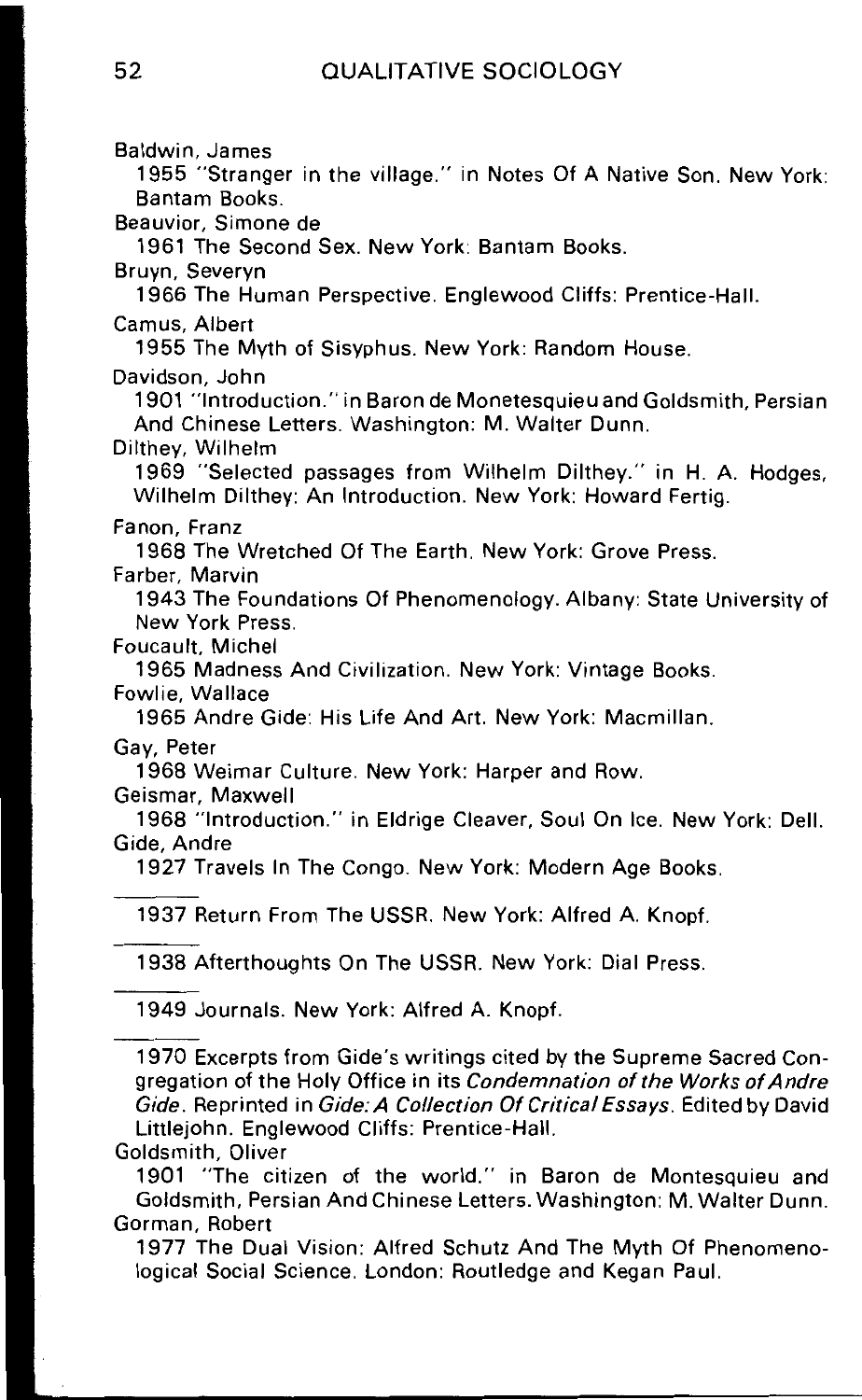Baldwin, James

1955 "Stranger in the village." in Notes Of A Native Son. New York: Bantam Books.

Beauvior, Simone de

1961 The Second Sex. New York: Bantam Books.

Bruyn, Severyn

1966 The Human Perspective. Englewood Cliffs: Prentice-Hall.

Camus, Albert

1955 The Myth of Sisyphus. New York: Random House.

Davidson, John

1901 "Introduction." in Baron de Monetesquieu and Goldsmith, Persian And Chinese Letters. Washington: M. Walter Dunn.

Dilthey, Wilhelm

1969 "Selected passages from Wilhelm Dilthey." in H. A. Hodges, Wilhelm Dilthey: An Introduction. New York: Howard Fertig.

Fanon, Franz

1968 The Wretched Of The Earth. New York: Grove Press.

Farber, Marvin

1943 The Foundations Of Phenomenology. Albany: State University of New York Press.

Foucault, Michel

1965 Madness And Civilization. New York: Vintage Books.

Fowlie, Wallace

1965 Andre Gide: His Life And Art. New York: Macmillan.

Gay, Peter

1968 Weimar Culture. New York: Harper and Row.

Geismar, Maxwell

1968 "Introduction." in Eldrige Cleaver, Soul On Ice. New York: Dell.

Gide, Andre

1927 Travels In The Congo. New York: Modern Age Books.

———

1937 Return From The USSR. New York: Alfred A. Knopf.

———

1938 Afterthoughts On The USSR. New York: Dial Press.

———

1949 Journals. New York: Alfred A. Knopf.

———

1970 Excerpts from Gide's writings cited by the Supreme Sacred Congregation of the Holy Office in its *Condemnation of the Works of Andre Gide*. Reprinted in *Gide: A Collection Of Critical Essays*. Edited by David Littlejohn. Englewood Cliffs: Prentice-Hall.

Goldsmith, Oliver

1901 "The citizen of the world." in Baron de Montesquieu and Goldsmith, Persian And Chinese Letters. Washington: M. Walter Dunn.

Gorman, Robert

1977 The Dual Vision: Alfred Schutz And The Myth Of Phenomenological Social Science. London: Routledge and Kegan Paul.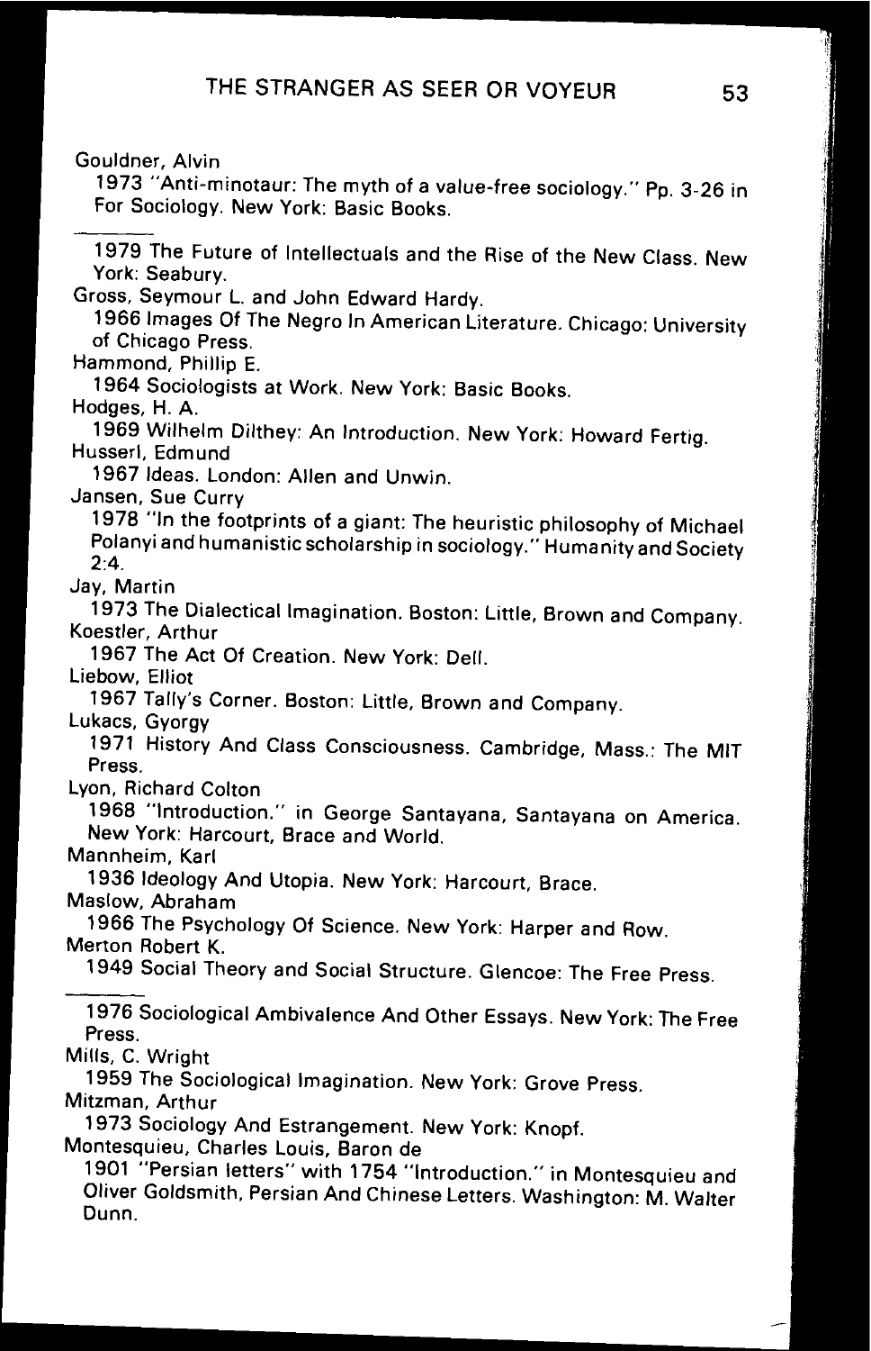Gouldner, Alvin

1973 "Anti-minotaur: The myth of a value-free sociology." Pp. 3-26 in For Sociology. New York: Basic Books.

———

1979 The Future of Intellectuals and the Rise of the New Class. New York: Seabury.

Gross, Seymour L. and John Edward Hardy.

1966 Images Of The Negro In American Literature. Chicago: University of Chicago Press.

Hammond, Phillip E.

1964 Sociologists at Work. New York: Basic Books.

Hodges, H. A.

1969 Wilhelm Dilthey: An Introduction. New York: Howard Fertig.

Husserl, Edmund

1967 Ideas. London: Allen and Unwin.

Jansen, Sue Curry

1978 "In the footprints of a giant: The heuristic philosophy of Michael Polanyi and humanistic scholarship in sociology." Humanity and Society 2:4.

Jay, Martin

1973 The Dialectical Imagination. Boston: Little, Brown and Company.

Koestler, Arthur

1967 The Act Of Creation. New York: Dell.

Liebow, Elliot

1967 Tally's Corner. Boston: Little, Brown and Company.

Lukacs, Gyorgy

1971 History And Class Consciousness. Cambridge, Mass.: The MIT Press.

Lyon, Richard Colton

1968 "Introduction." in George Santayana, Santayana on America. New York: Harcourt, Brace and World.

Mannheim, Karl

1936 Ideology And Utopia. New York: Harcourt, Brace.

Maslow, Abraham

1966 The Psychology Of Science. New York: Harper and Row.

Merton Robert K.

1949 Social Theory and Social Structure. Glencoe: The Free Press.

———

1976 Sociological Ambivalence And Other Essays. New York: The Free Press.

Mills, C. Wright

1959 The Sociological Imagination. New York: Grove Press.

Mitzman, Arthur

1973 Sociology And Estrangement. New York: Knopf.

Montesquieu, Charles Louis, Baron de

1901 "Persian letters" with 1754 "Introduction." in Montesquieu and Oliver Goldsmith, Persian And Chinese Letters. Washington: M. Walter Dunn.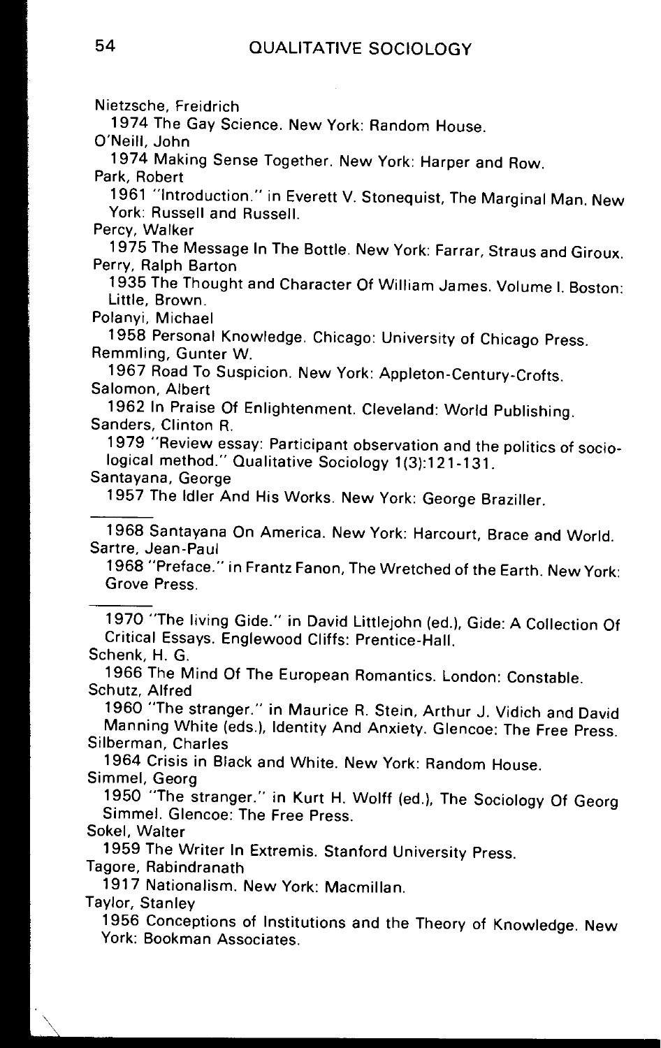Nietzsche, Freidrich

1974 The Gay Science. New York: Random House.

O'Neill, John

1974 Making Sense Together. New York: Harper and Row.

Park, Robert

1961 "Introduction." in Everett V. Stonequist, The Marginal Man. New York: Russell and Russell.

Percy, Walker

1975 The Message In The Bottle. New York: Farrar, Straus and Giroux.

Perry, Ralph Barton

1935 The Thought and Character Of William James. Volume I. Boston: Little, Brown.

Polanyi, Michael

1958 Personal Knowledge. Chicago: University of Chicago Press.

Remmling, Gunter W.

1967 Road To Suspicion. New York: Appleton-Century-Crofts.

Salomon, Albert

1962 In Praise Of Enlightenment. Cleveland: World Publishing.

Sanders, Clinton R.

1979 "Review essay: Participant observation and the politics of sociological method." Qualitative Sociology 1(3):121-131.

Santayana, George

1957 The Idler And His Works. New York: George Braziller.

———

1968 Santayana On America. New York: Harcourt, Brace and World.

Sartre, Jean-Paul

1968 "Preface." in Frantz Fanon, The Wretched of the Earth. New York: Grove Press.

———

1970 "The living Gide." in David Littlejohn (ed.), Gide: A Collection Of Critical Essays. Englewood Cliffs: Prentice-Hall.

Schenk, H. G.

1966 The Mind Of The European Romantics. London: Constable.

Schutz, Alfred

1960 "The stranger." in Maurice R. Stein, Arthur J. Vidich and David Manning White (eds.), Identity And Anxiety. Glencoe: The Free Press.

Silberman, Charles

1964 Crisis in Black and White. New York: Random House.

Simmel, Georg

1950 "The stranger." in Kurt H. Wolff (ed.), The Sociology Of Georg Simmel. Glencoe: The Free Press.

Sokel, Walter

1959 The Writer In Extremis. Stanford University Press.

Tagore, Rabindranath

1917 Nationalism. New York: Macmillan.

Taylor, Stanley

1956 Conceptions of Institutions and the Theory of Knowledge. New York: Bookman Associates.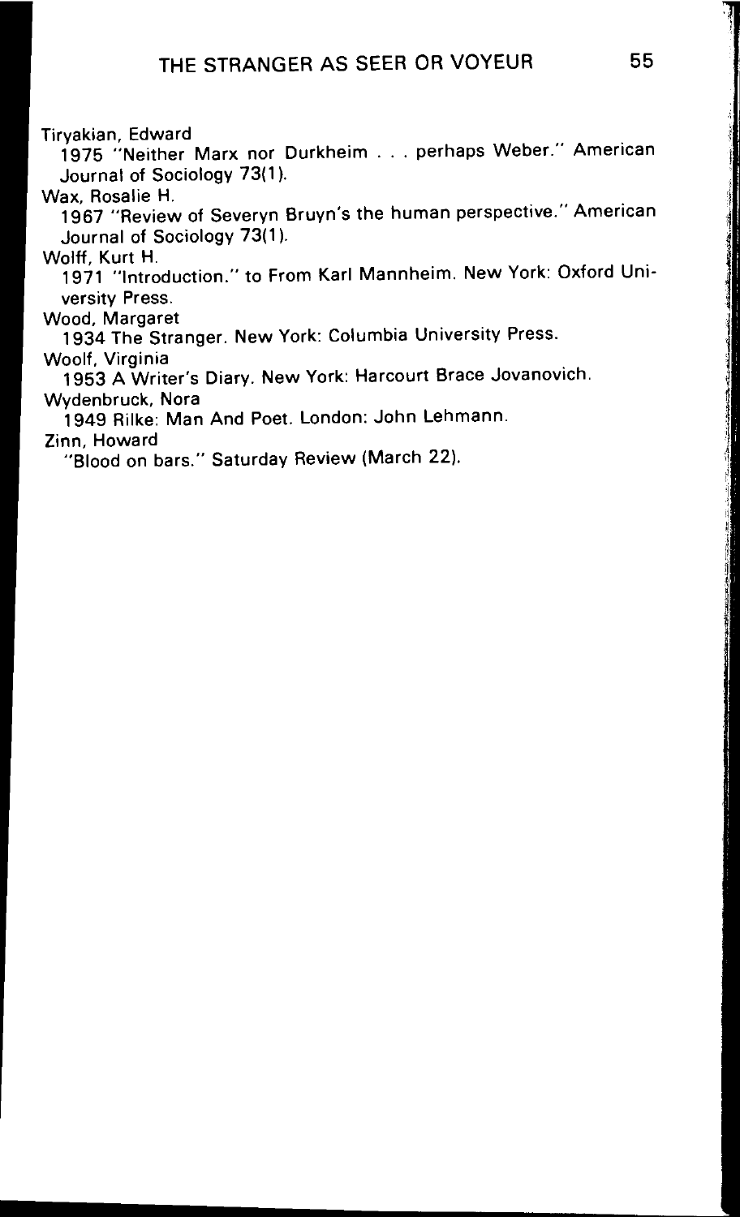Tiryakian, Edward
  1975 "Neither Marx nor Durkheim . . . perhaps Weber." American Journal of Sociology 73(1).

Wax, Rosalie H.
  1967 "Review of Severyn Bruyn's the human perspective." American Journal of Sociology 73(1).

Wolff, Kurt H.
  1971 "Introduction." to From Karl Mannheim. New York: Oxford University Press.

Wood, Margaret
  1934 The Stranger. New York: Columbia University Press.

Woolf, Virginia
  1953 A Writer's Diary. New York: Harcourt Brace Jovanovich.

Wydenbruck, Nora
  1949 Rilke: Man And Poet. London: John Lehmann.

Zinn, Howard
  "Blood on bars." Saturday Review (March 22).